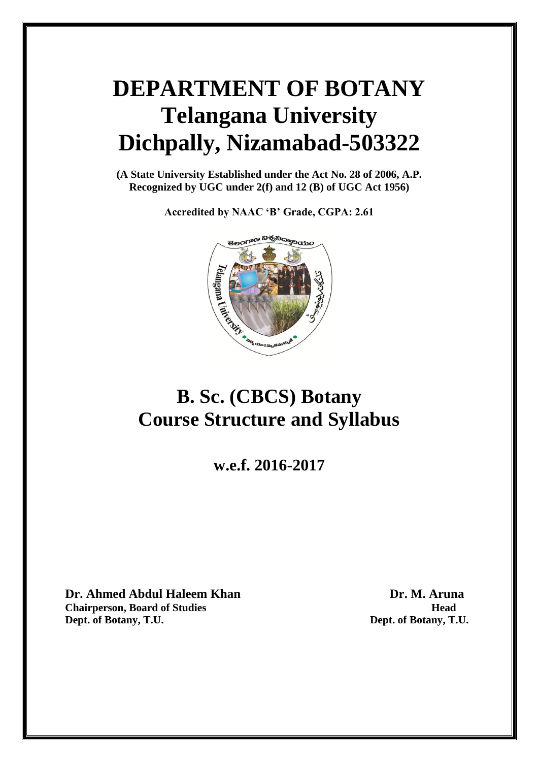# DEPARTMENT OF BOTANY

# Telangana University

# Dichpally, Nizamabad-503322

**(A State University Established under the Act No. 28 of 2006, A.P. Recognized by UGC under 2(f) and 12 (B) of UGC Act 1956)**

**Accredited by NAAC 'B' Grade, CGPA: 2.61**

# B. Sc. (CBCS) Botany

# Course Structure and Syllabus

## w.e.f. 2016-2017

**Dr. Ahmed Abdul Haleem Khan**
**Chairperson, Board of Studies**
**Dept. of Botany, T.U.**

**Dr. M. Aruna**
**Head**
**Dept. of Botany, T.U.**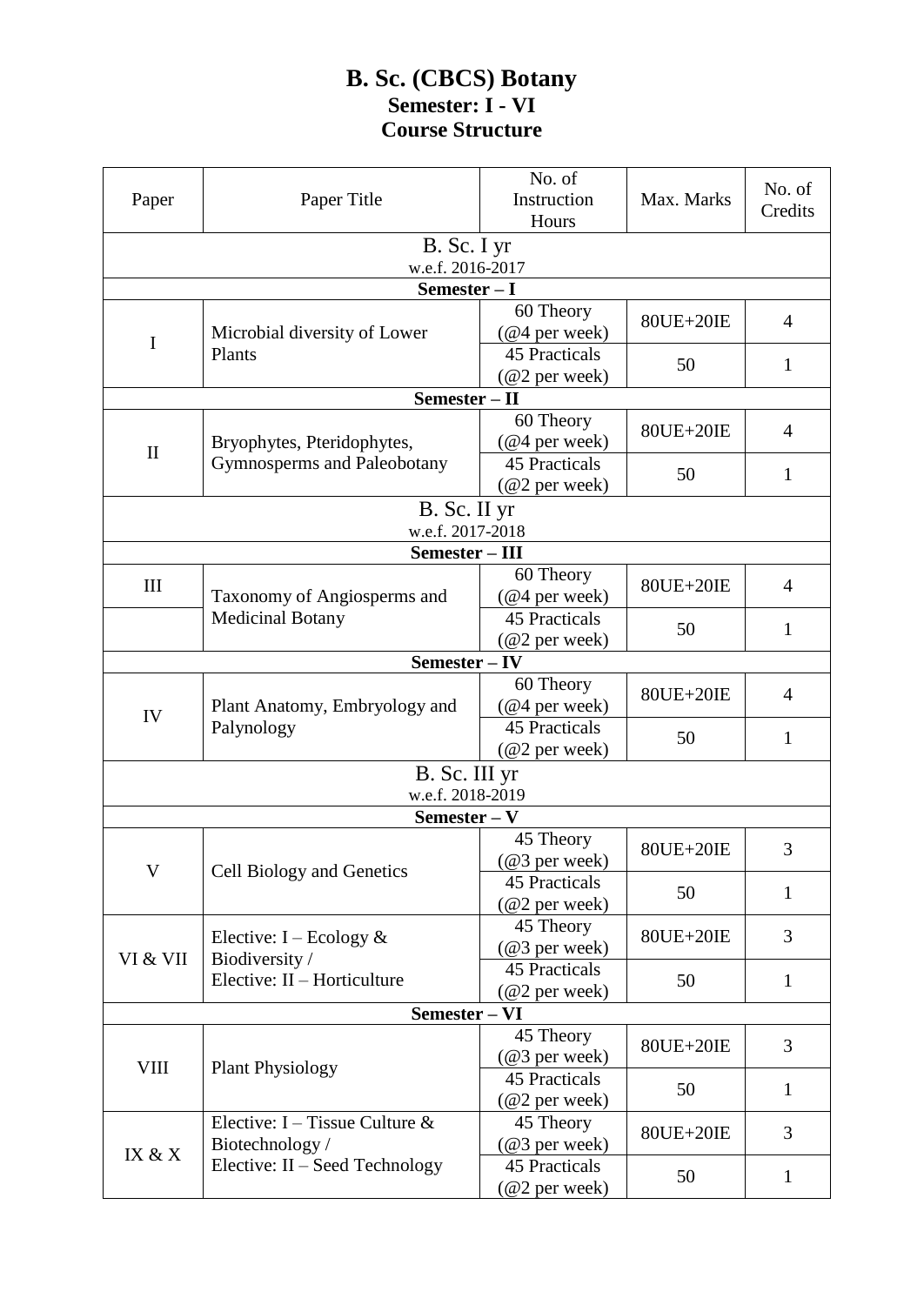# B. Sc. (CBCS) Botany

## Semester: I - VI

## Course Structure

| Paper | Paper Title | No. of Instruction Hours | Max. Marks | No. of Credits |
|---|---|---|---|---|
| **B. Sc. I yr** w.e.f. 2016-2017 | | | | |
| **Semester – I** | | | | |
| I | Microbial diversity of Lower Plants | 60 Theory (@4 per week) | 80UE+20IE | 4 |
| | | 45 Practicals (@2 per week) | 50 | 1 |
| **Semester – II** | | | | |
| II | Bryophytes, Pteridophytes, Gymnosperms and Paleobotany | 60 Theory (@4 per week) | 80UE+20IE | 4 |
| | | 45 Practicals (@2 per week) | 50 | 1 |
| **B. Sc. II yr** w.e.f. 2017-2018 | | | | |
| **Semester – III** | | | | |
| III | Taxonomy of Angiosperms and Medicinal Botany | 60 Theory (@4 per week) | 80UE+20IE | 4 |
| | | 45 Practicals (@2 per week) | 50 | 1 |
| **Semester – IV** | | | | |
| IV | Plant Anatomy, Embryology and Palynology | 60 Theory (@4 per week) | 80UE+20IE | 4 |
| | | 45 Practicals (@2 per week) | 50 | 1 |
| **B. Sc. III yr** w.e.f. 2018-2019 | | | | |
| **Semester – V** | | | | |
| V | Cell Biology and Genetics | 45 Theory (@3 per week) | 80UE+20IE | 3 |
| | | 45 Practicals (@2 per week) | 50 | 1 |
| VI & VII | Elective: I – Ecology & Biodiversity / Elective: II – Horticulture | 45 Theory (@3 per week) | 80UE+20IE | 3 |
| | | 45 Practicals (@2 per week) | 50 | 1 |
| **Semester – VI** | | | | |
| VIII | Plant Physiology | 45 Theory (@3 per week) | 80UE+20IE | 3 |
| | | 45 Practicals (@2 per week) | 50 | 1 |
| IX & X | Elective: I – Tissue Culture & Biotechnology / Elective: II – Seed Technology | 45 Theory (@3 per week) | 80UE+20IE | 3 |
| | | 45 Practicals (@2 per week) | 50 | 1 |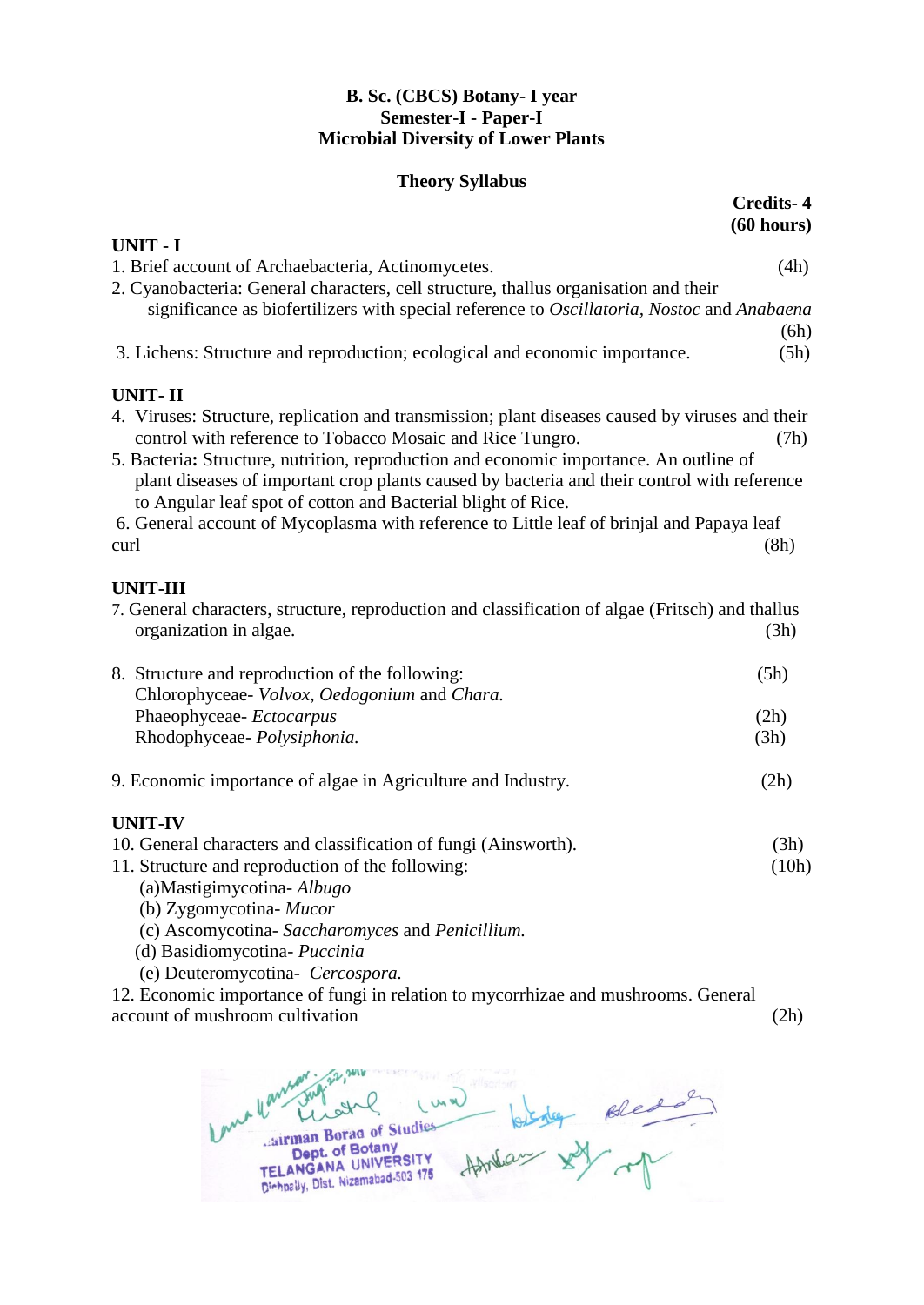**B. Sc. (CBCS) Botany- I year**
**Semester-I - Paper-I**
**Microbial Diversity of Lower Plants**

**Theory Syllabus**

**Credits- 4**
**(60 hours)**

**UNIT - I**

1. Brief account of Archaebacteria, Actinomycetes. (4h)
2. Cyanobacteria: General characters, cell structure, thallus organisation and their significance as biofertilizers with special reference to *Oscillatoria*, *Nostoc* and *Anabaena* (6h)
3. Lichens: Structure and reproduction; ecological and economic importance. (5h)

**UNIT- II**

4. Viruses: Structure, replication and transmission; plant diseases caused by viruses and their control with reference to Tobacco Mosaic and Rice Tungro. (7h)
5. Bacteria**:** Structure, nutrition, reproduction and economic importance. An outline of plant diseases of important crop plants caused by bacteria and their control with reference to Angular leaf spot of cotton and Bacterial blight of Rice.
6. General account of Mycoplasma with reference to Little leaf of brinjal and Papaya leaf curl (8h)

**UNIT-III**

7. General characters, structure, reproduction and classification of algae (Fritsch) and thallus organization in algae. (3h)

8. Structure and reproduction of the following: (5h)
   Chlorophyceae- *Volvox, Oedogonium* and *Chara.*
   Phaeophyceae- *Ectocarpus* (2h)
   Rhodophyceae- *Polysiphonia.* (3h)

9. Economic importance of algae in Agriculture and Industry. (2h)

**UNIT-IV**

10. General characters and classification of fungi (Ainsworth). (3h)
11. Structure and reproduction of the following: (10h)
    (a)Mastigimycotina- *Albugo*
    (b) Zygomycotina- *Mucor*
    (c) Ascomycotina- *Saccharomyces* and *Penicillium.*
    (d) Basidiomycotina- *Puccinia*
    (e) Deuteromycotina- *Cercospora.*
12. Economic importance of fungi in relation to mycorrhizae and mushrooms. General account of mushroom cultivation (2h)

Chairman Board of Studies
Dept. of Botany
TELANGANA UNIVERSITY
Dichpally, Dist. Nizamabad-503 175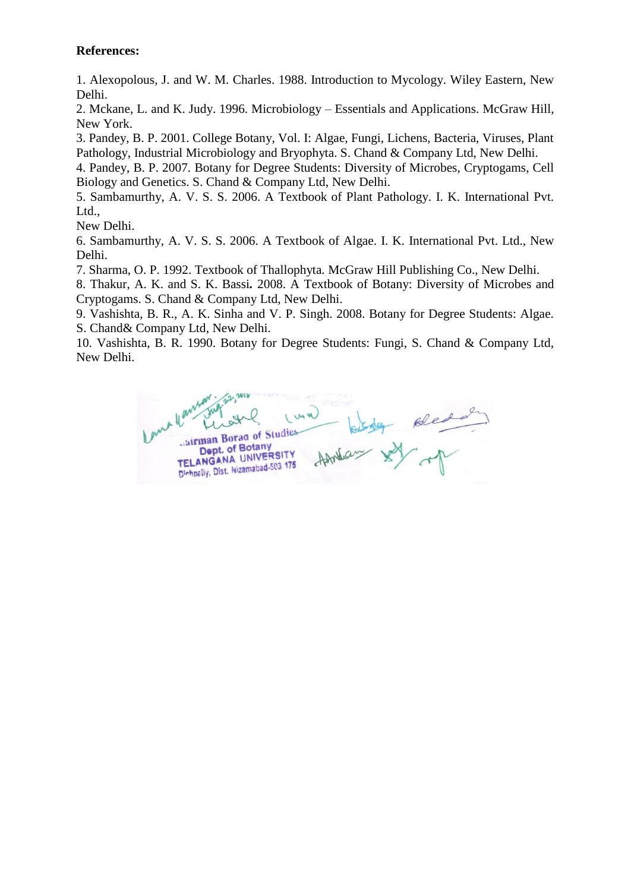**References:**

1. Alexopolous, J. and W. M. Charles. 1988. Introduction to Mycology. Wiley Eastern, New Delhi.
2. Mckane, L. and K. Judy. 1996. Microbiology – Essentials and Applications. McGraw Hill, New York.
3. Pandey, B. P. 2001. College Botany, Vol. I: Algae, Fungi, Lichens, Bacteria, Viruses, Plant Pathology, Industrial Microbiology and Bryophyta. S. Chand & Company Ltd, New Delhi.
4. Pandey, B. P. 2007. Botany for Degree Students: Diversity of Microbes, Cryptogams, Cell Biology and Genetics. S. Chand & Company Ltd, New Delhi.
5. Sambamurthy, A. V. S. S. 2006. A Textbook of Plant Pathology. I. K. International Pvt. Ltd.,
New Delhi.
6. Sambamurthy, A. V. S. S. 2006. A Textbook of Algae. I. K. International Pvt. Ltd., New Delhi.
7. Sharma, O. P. 1992. Textbook of Thallophyta. McGraw Hill Publishing Co., New Delhi.
8. Thakur, A. K. and S. K. Bassi**.** 2008. A Textbook of Botany: Diversity of Microbes and Cryptogams. S. Chand & Company Ltd, New Delhi.
9. Vashishta, B. R., A. K. Sinha and V. P. Singh. 2008. Botany for Degree Students: Algae. S. Chand& Company Ltd, New Delhi.
10. Vashishta, B. R. 1990. Botany for Degree Students: Fungi, S. Chand & Company Ltd, New Delhi.

Chairman Board of Studies
Dept. of Botany
TELANGANA UNIVERSITY
Dichpally, Dist. Nizamabad-503 175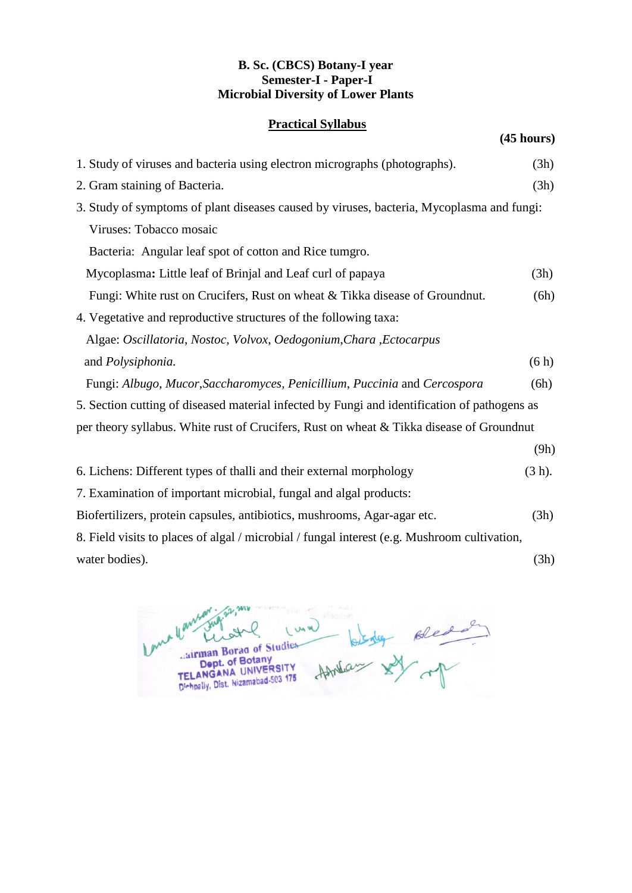**B. Sc. (CBCS) Botany-I year**
**Semester-I - Paper-I**
**Microbial Diversity of Lower Plants**

**Practical Syllabus**

**(45 hours)**

1. Study of viruses and bacteria using electron micrographs (photographs). (3h)
2. Gram staining of Bacteria. (3h)
3. Study of symptoms of plant diseases caused by viruses, bacteria, Mycoplasma and fungi:
   Viruses: Tobacco mosaic
   Bacteria: Angular leaf spot of cotton and Rice tumgro.
   Mycoplasma**:** Little leaf of Brinjal and Leaf curl of papaya (3h)
   Fungi: White rust on Crucifers, Rust on wheat & Tikka disease of Groundnut. (6h)
4. Vegetative and reproductive structures of the following taxa:
   Algae: *Oscillatoria*, *Nostoc*, *Volvox*, *Oedogonium*,*Chara* ,*Ectocarpus* and *Polysiphonia*. (6 h)
   Fungi: *Albugo*, *Mucor*,*Saccharomyces*, *Penicillium*, *Puccinia* and *Cercospora* (6h)
5. Section cutting of diseased material infected by Fungi and identification of pathogens as per theory syllabus. White rust of Crucifers, Rust on wheat & Tikka disease of Groundnut (9h)
6. Lichens: Different types of thalli and their external morphology (3 h).
7. Examination of important microbial, fungal and algal products:
   Biofertilizers, protein capsules, antibiotics, mushrooms, Agar-agar etc. (3h)
8. Field visits to places of algal / microbial / fungal interest (e.g. Mushroom cultivation, water bodies). (3h)

Chairman Board of Studies
Dept. of Botany
TELANGANA UNIVERSITY
Dichpally, Dist. Nizamabad-503 175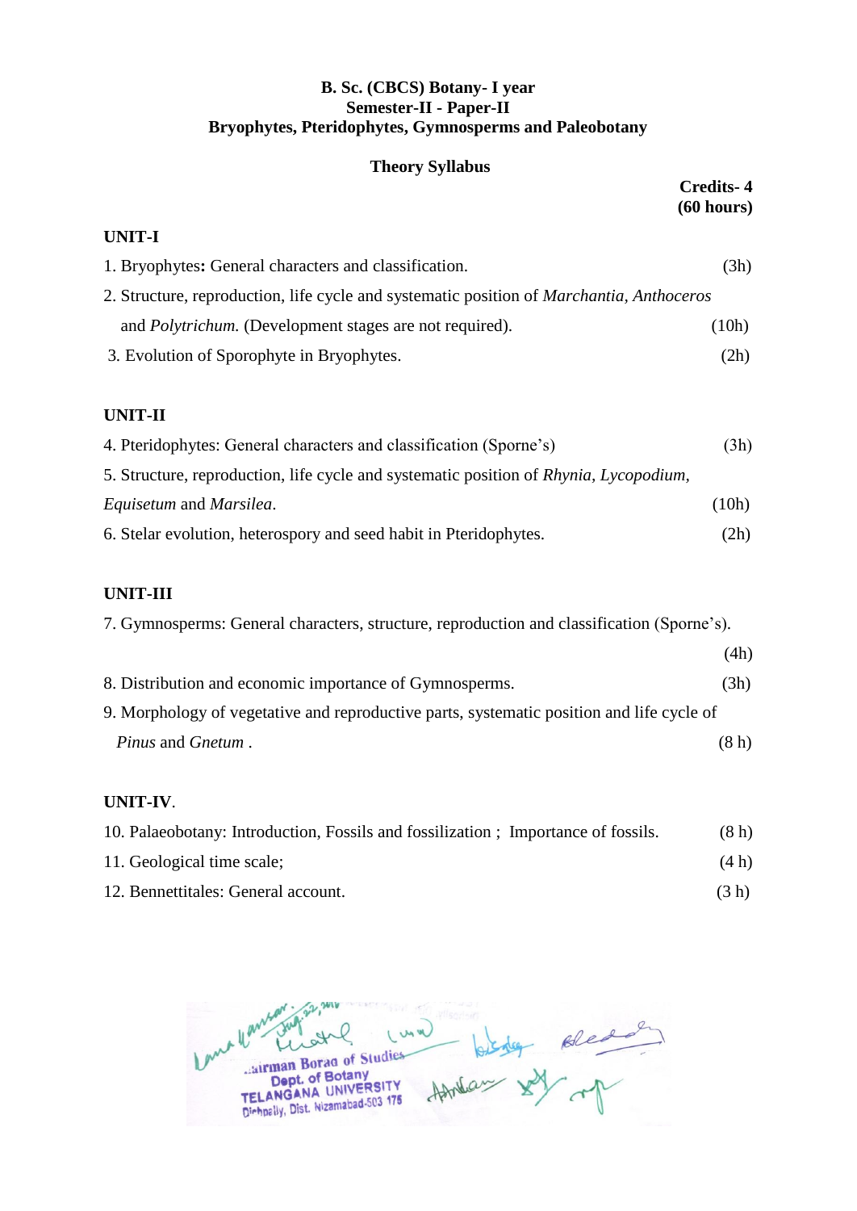**B. Sc. (CBCS) Botany- I year**
**Semester-II - Paper-II**
**Bryophytes, Pteridophytes, Gymnosperms and Paleobotany**

**Theory Syllabus**

**Credits- 4**
**(60 hours)**

**UNIT-I**

1. Bryophytes**:** General characters and classification. (3h)
2. Structure, reproduction, life cycle and systematic position of *Marchantia*, *Anthoceros* and *Polytrichum.* (Development stages are not required). (10h)
3. Evolution of Sporophyte in Bryophytes. (2h)

**UNIT-II**

4. Pteridophytes: General characters and classification (Sporne's) (3h)
5. Structure, reproduction, life cycle and systematic position of *Rhynia*, *Lycopodium*, *Equisetum* and *Marsilea*. (10h)
6. Stelar evolution, heterospory and seed habit in Pteridophytes. (2h)

**UNIT-III**

7. Gymnosperms: General characters, structure, reproduction and classification (Sporne's). (4h)
8. Distribution and economic importance of Gymnosperms. (3h)
9. Morphology of vegetative and reproductive parts, systematic position and life cycle of *Pinus* and *Gnetum* . (8 h)

**UNIT-IV**.

10. Palaeobotany: Introduction, Fossils and fossilization ; Importance of fossils. (8 h)
11. Geological time scale; (4 h)
12. Bennettitales: General account. (3 h)

Chairman Board of Studies
Dept. of Botany
TELANGANA UNIVERSITY
Dichpally, Dist. Nizamabad-503 175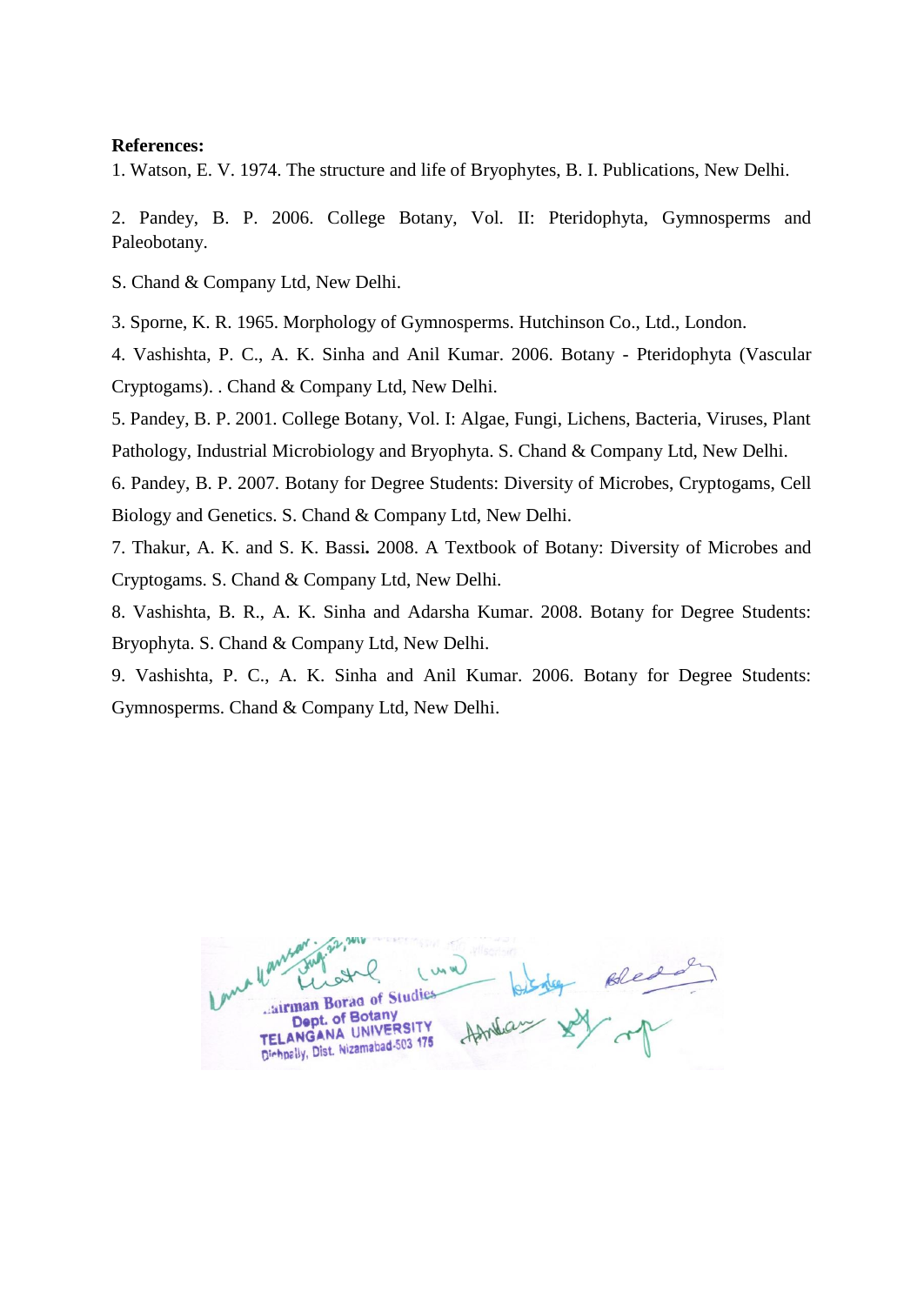**References:**

1. Watson, E. V. 1974. The structure and life of Bryophytes, B. I. Publications, New Delhi.

2. Pandey, B. P. 2006. College Botany, Vol. II: Pteridophyta, Gymnosperms and Paleobotany.

S. Chand & Company Ltd, New Delhi.

3. Sporne, K. R. 1965. Morphology of Gymnosperms. Hutchinson Co., Ltd., London.

4. Vashishta, P. C., A. K. Sinha and Anil Kumar. 2006. Botany - Pteridophyta (Vascular Cryptogams). . Chand & Company Ltd, New Delhi.

5. Pandey, B. P. 2001. College Botany, Vol. I: Algae, Fungi, Lichens, Bacteria, Viruses, Plant Pathology, Industrial Microbiology and Bryophyta. S. Chand & Company Ltd, New Delhi.

6. Pandey, B. P. 2007. Botany for Degree Students: Diversity of Microbes, Cryptogams, Cell Biology and Genetics. S. Chand & Company Ltd, New Delhi.

7. Thakur, A. K. and S. K. Bassi**.** 2008. A Textbook of Botany: Diversity of Microbes and Cryptogams. S. Chand & Company Ltd, New Delhi.

8. Vashishta, B. R., A. K. Sinha and Adarsha Kumar. 2008. Botany for Degree Students: Bryophyta. S. Chand & Company Ltd, New Delhi.

9. Vashishta, P. C., A. K. Sinha and Anil Kumar. 2006. Botany for Degree Students: Gymnosperms. Chand & Company Ltd, New Delhi.

Chairman Board of Studies
Dept. of Botany
TELANGANA UNIVERSITY
Dichpally, Dist. Nizamabad-503 175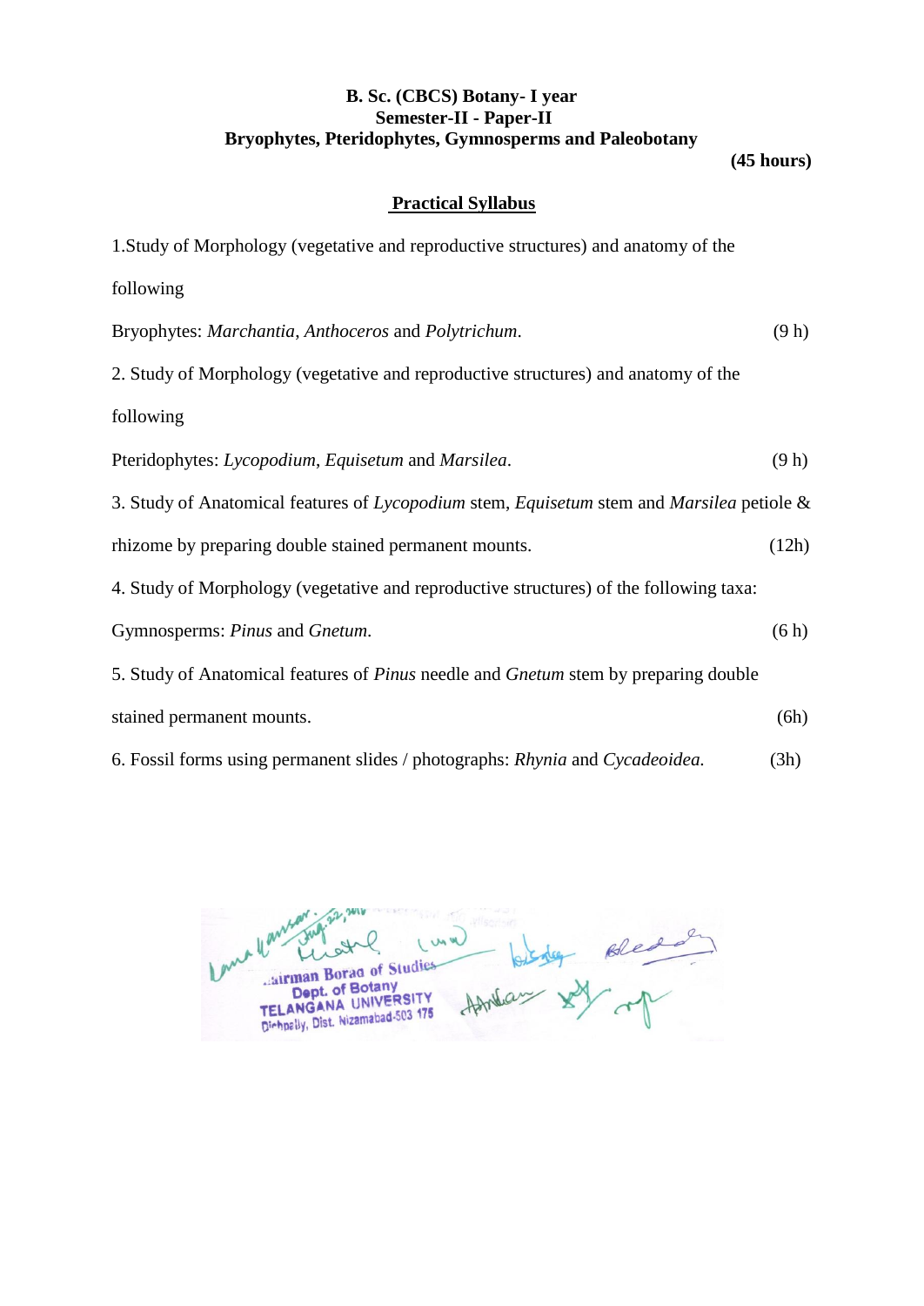**B. Sc. (CBCS) Botany- I year**
**Semester-II - Paper-II**
**Bryophytes, Pteridophytes, Gymnosperms and Paleobotany**

**(45 hours)**

## Practical Syllabus

1. Study of Morphology (vegetative and reproductive structures) and anatomy of the following

   Bryophytes: *Marchantia*, *Anthoceros* and *Polytrichum*. (9 h)

2. Study of Morphology (vegetative and reproductive structures) and anatomy of the following

   Pteridophytes: *Lycopodium*, *Equisetum* and *Marsilea*. (9 h)

3. Study of Anatomical features of *Lycopodium* stem, *Equisetum* stem and *Marsilea* petiole & rhizome by preparing double stained permanent mounts. (12h)

4. Study of Morphology (vegetative and reproductive structures) of the following taxa:

   Gymnosperms: *Pinus* and *Gnetum*. (6 h)

5. Study of Anatomical features of *Pinus* needle and *Gnetum* stem by preparing double stained permanent mounts. (6h)

6. Fossil forms using permanent slides / photographs: *Rhynia* and *Cycadeoidea*. (3h)

Chairman Board of Studies
Dept. of Botany
TELANGANA UNIVERSITY
Dichpally, Dist. Nizamabad-503 175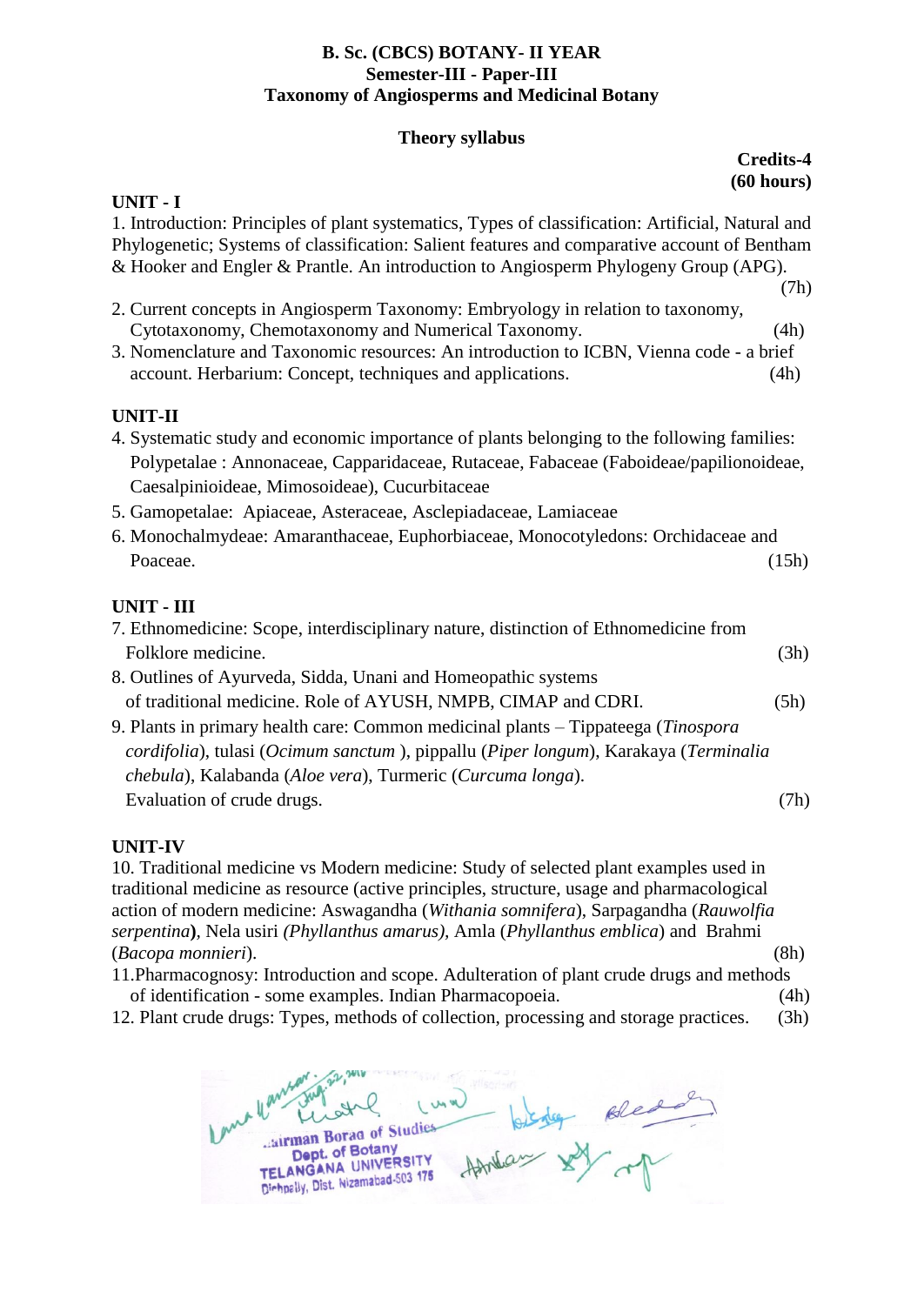**B. Sc. (CBCS) BOTANY- II YEAR**
**Semester-III - Paper-III**
**Taxonomy of Angiosperms and Medicinal Botany**

**Theory syllabus**

**Credits-4**
**(60 hours)**

**UNIT - I**

1. Introduction: Principles of plant systematics, Types of classification: Artificial, Natural and Phylogenetic; Systems of classification: Salient features and comparative account of Bentham & Hooker and Engler & Prantle. An introduction to Angiosperm Phylogeny Group (APG). (7h)
2. Current concepts in Angiosperm Taxonomy: Embryology in relation to taxonomy, Cytotaxonomy, Chemotaxonomy and Numerical Taxonomy. (4h)
3. Nomenclature and Taxonomic resources: An introduction to ICBN, Vienna code - a brief account. Herbarium: Concept, techniques and applications. (4h)

**UNIT-II**

4. Systematic study and economic importance of plants belonging to the following families: Polypetalae : Annonaceae, Capparidaceae, Rutaceae, Fabaceae (Faboideae/papilionoideae, Caesalpinioideae, Mimosoideae), Cucurbitaceae
5. Gamopetalae: Apiaceae, Asteraceae, Asclepiadaceae, Lamiaceae
6. Monochalmydeae: Amaranthaceae, Euphorbiaceae, Monocotyledons: Orchidaceae and Poaceae. (15h)

**UNIT - III**

7. Ethnomedicine: Scope, interdisciplinary nature, distinction of Ethnomedicine from Folklore medicine. (3h)
8. Outlines of Ayurveda, Sidda, Unani and Homeopathic systems of traditional medicine. Role of AYUSH, NMPB, CIMAP and CDRI. (5h)
9. Plants in primary health care: Common medicinal plants – Tippateega (*Tinospora cordifolia*), tulasi (*Ocimum sanctum* ), pippallu (*Piper longum*), Karakaya (*Terminalia chebula*), Kalabanda (*Aloe vera*), Turmeric (*Curcuma longa*). Evaluation of crude drugs. (7h)

**UNIT-IV**

10. Traditional medicine vs Modern medicine: Study of selected plant examples used in traditional medicine as resource (active principles, structure, usage and pharmacological action of modern medicine: Aswagandha (*Withania somnifera*), Sarpagandha (*Rauwolfia serpentina*), Nela usiri *(Phyllanthus amarus),* Amla (*Phyllanthus emblica*) and Brahmi (*Bacopa monnieri*). (8h)
11. Pharmacognosy: Introduction and scope. Adulteration of plant crude drugs and methods of identification - some examples. Indian Pharmacopoeia. (4h)
12. Plant crude drugs: Types, methods of collection, processing and storage practices. (3h)

Chairman Board of Studies
Dept. of Botany
TELANGANA UNIVERSITY
Dichpally, Dist. Nizamabad-503 175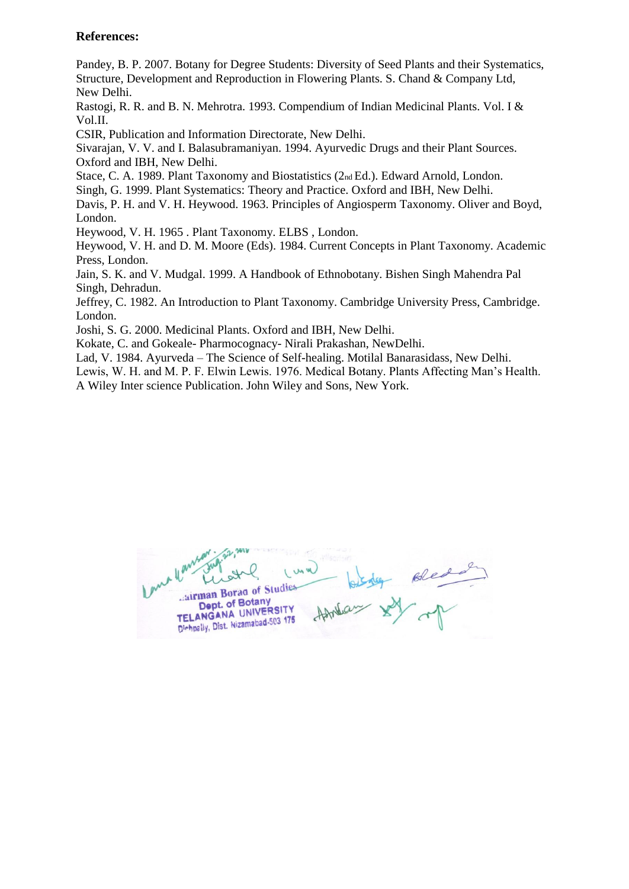**References:**

Pandey, B. P. 2007. Botany for Degree Students: Diversity of Seed Plants and their Systematics, Structure, Development and Reproduction in Flowering Plants. S. Chand & Company Ltd, New Delhi.

Rastogi, R. R. and B. N. Mehrotra. 1993. Compendium of Indian Medicinal Plants. Vol. I & Vol.II.

CSIR, Publication and Information Directorate, New Delhi.

Sivarajan, V. V. and I. Balasubramaniyan. 1994. Ayurvedic Drugs and their Plant Sources. Oxford and IBH, New Delhi.

Stace, C. A. 1989. Plant Taxonomy and Biostatistics (2nd Ed.). Edward Arnold, London.

Singh, G. 1999. Plant Systematics: Theory and Practice. Oxford and IBH, New Delhi.

Davis, P. H. and V. H. Heywood. 1963. Principles of Angiosperm Taxonomy. Oliver and Boyd, London.

Heywood, V. H. 1965 . Plant Taxonomy. ELBS , London.

Heywood, V. H. and D. M. Moore (Eds). 1984. Current Concepts in Plant Taxonomy. Academic Press, London.

Jain, S. K. and V. Mudgal. 1999. A Handbook of Ethnobotany. Bishen Singh Mahendra Pal Singh, Dehradun.

Jeffrey, C. 1982. An Introduction to Plant Taxonomy. Cambridge University Press, Cambridge. London.

Joshi, S. G. 2000. Medicinal Plants. Oxford and IBH, New Delhi.

Kokate, C. and Gokeale- Pharmocognacy- Nirali Prakashan, NewDelhi.

Lad, V. 1984. Ayurveda – The Science of Self-healing. Motilal Banarasidass, New Delhi.

Lewis, W. H. and M. P. F. Elwin Lewis. 1976. Medical Botany. Plants Affecting Man's Health. A Wiley Inter science Publication. John Wiley and Sons, New York.

Chairman Board of Studies
Dept. of Botany
TELANGANA UNIVERSITY
Dichpally, Dist. Nizamabad-503 175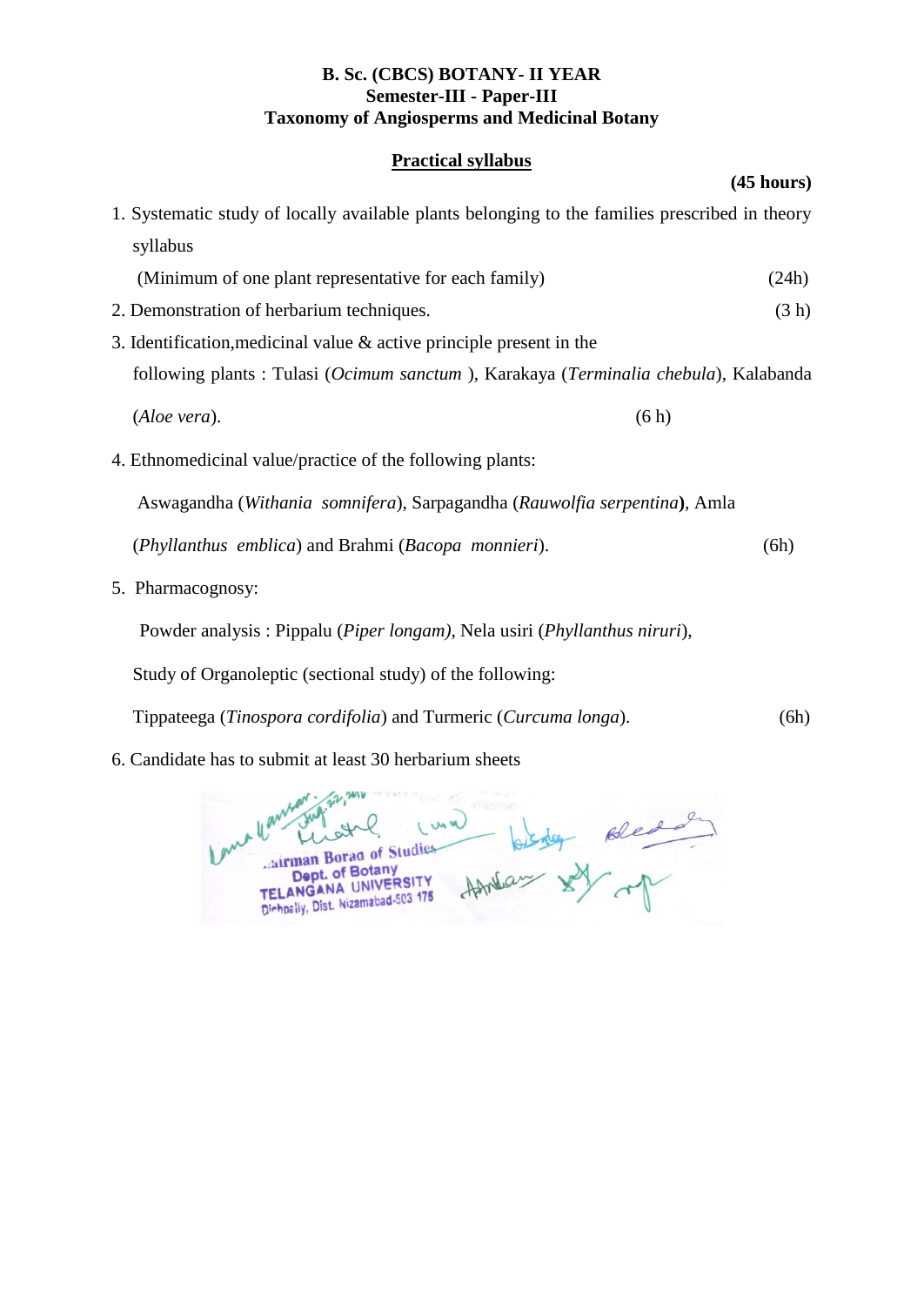**B. Sc. (CBCS) BOTANY- II YEAR**
**Semester-III - Paper-III**
**Taxonomy of Angiosperms and Medicinal Botany**

**Practical syllabus**

**(45 hours)**

1. Systematic study of locally available plants belonging to the families prescribed in theory syllabus
   (Minimum of one plant representative for each family) (24h)
2. Demonstration of herbarium techniques. (3 h)
3. Identification,medicinal value & active principle present in the following plants : Tulasi (*Ocimum sanctum* ), Karakaya (*Terminalia chebula*), Kalabanda (*Aloe vera*). (6 h)
4. Ethnomedicinal value/practice of the following plants:

   Aswagandha (*Withania somnifera*), Sarpagandha (*Rauwolfia serpentina*), Amla (*Phyllanthus emblica*) and Brahmi (*Bacopa monnieri*). (6h)
5. Pharmacognosy:

   Powder analysis : Pippalu (*Piper longam)*, Nela usiri (*Phyllanthus niruri*),

   Study of Organoleptic (sectional study) of the following:

   Tippateega (*Tinospora cordifolia*) and Turmeric (*Curcuma longa*). (6h)
6. Candidate has to submit at least 30 herbarium sheets

Chairman Board of Studies
Dept. of Botany
TELANGANA UNIVERSITY
Dichpally, Dist. Nizamabad-503 175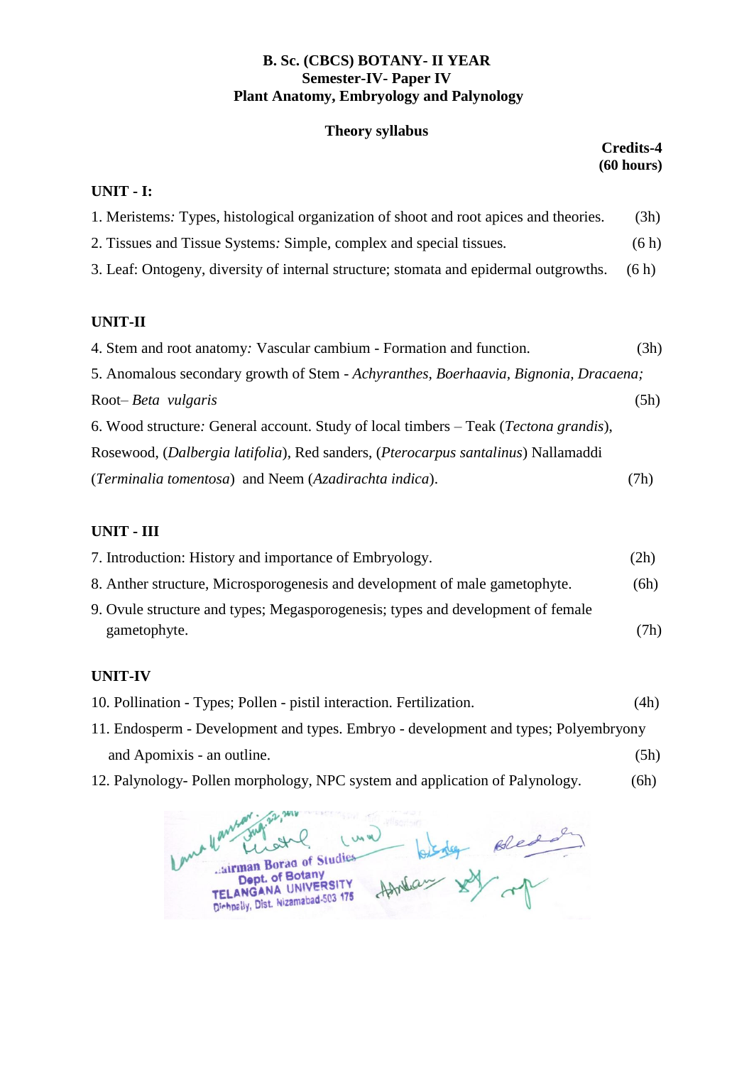**B. Sc. (CBCS) BOTANY- II YEAR**
**Semester-IV- Paper IV**
**Plant Anatomy, Embryology and Palynology**

**Theory syllabus**

**Credits-4**
**(60 hours)**

**UNIT - I:**

1. Meristems*:* Types, histological organization of shoot and root apices and theories. (3h)
2. Tissues and Tissue Systems*:* Simple, complex and special tissues. (6 h)
3. Leaf: Ontogeny, diversity of internal structure; stomata and epidermal outgrowths. (6 h)

**UNIT-II**

4. Stem and root anatomy*:* Vascular cambium - Formation and function. (3h)
5. Anomalous secondary growth of Stem - *Achyranthes*, *Boerhaavia*, *Bignonia*, *Dracaena;* Root– *Beta vulgaris* (5h)
6. Wood structure*:* General account. Study of local timbers – Teak (*Tectona grandis*), Rosewood, (*Dalbergia latifolia*), Red sanders, (*Pterocarpus santalinus*) Nallamaddi (*Terminalia tomentosa*) and Neem (*Azadirachta indica*). (7h)

**UNIT - III**

7. Introduction: History and importance of Embryology. (2h)
8. Anther structure, Microsporogenesis and development of male gametophyte. (6h)
9. Ovule structure and types; Megasporogenesis; types and development of female gametophyte. (7h)

**UNIT-IV**

10. Pollination - Types; Pollen - pistil interaction. Fertilization. (4h)
11. Endosperm - Development and types. Embryo - development and types; Polyembryony and Apomixis - an outline. (5h)
12. Palynology- Pollen morphology, NPC system and application of Palynology. (6h)

Chairman Board of Studies
Dept. of Botany
TELANGANA UNIVERSITY
Dichpally, Dist. Nizamabad-503 175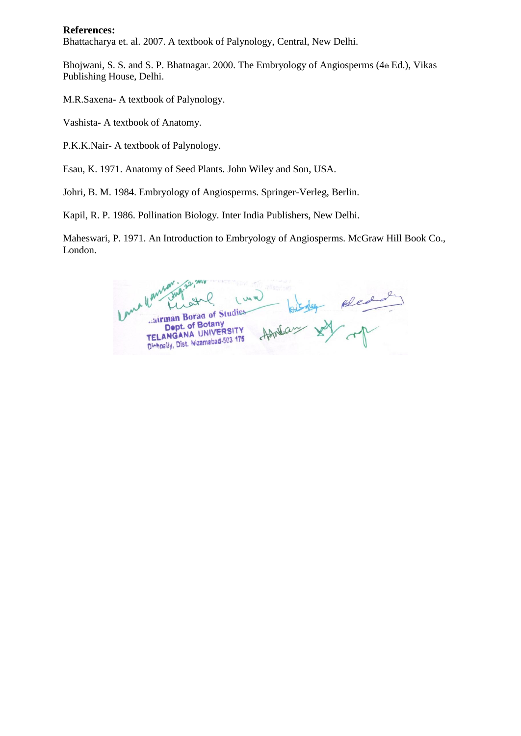**References:**

Bhattacharya et. al. 2007. A textbook of Palynology, Central, New Delhi.

Bhojwani, S. S. and S. P. Bhatnagar. 2000. The Embryology of Angiosperms (4th Ed.), Vikas Publishing House, Delhi.

M.R.Saxena- A textbook of Palynology.

Vashista- A textbook of Anatomy.

P.K.K.Nair- A textbook of Palynology.

Esau, K. 1971. Anatomy of Seed Plants. John Wiley and Son, USA.

Johri, B. M. 1984. Embryology of Angiosperms. Springer-Verleg, Berlin.

Kapil, R. P. 1986. Pollination Biology. Inter India Publishers, New Delhi.

Maheswari, P. 1971. An Introduction to Embryology of Angiosperms. McGraw Hill Book Co., London.

Chairman Board of Studies
Dept. of Botany
TELANGANA UNIVERSITY
Dichpally, Dist. Nizamabad-503 175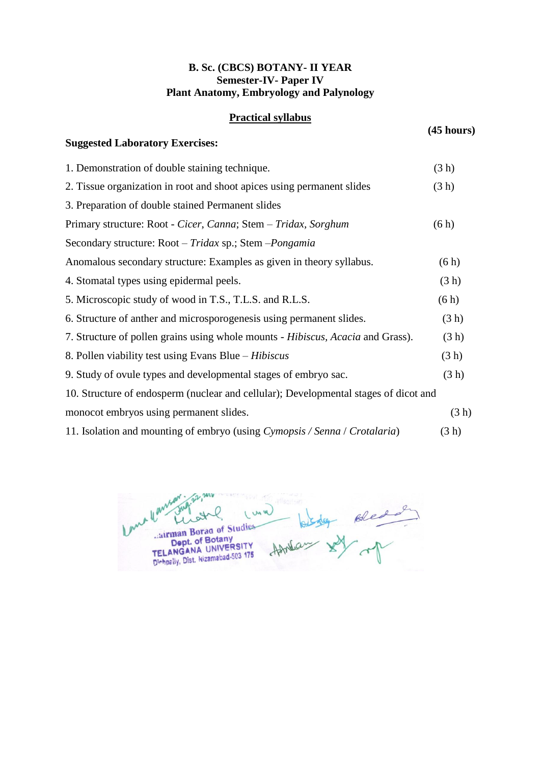**B. Sc. (CBCS) BOTANY- II YEAR**
**Semester-IV- Paper IV**
**Plant Anatomy, Embryology and Palynology**

**Practical syllabus**

**(45 hours)**

**Suggested Laboratory Exercises:**

1. Demonstration of double staining technique. (3 h)
2. Tissue organization in root and shoot apices using permanent slides (3 h)
3. Preparation of double stained Permanent slides
   Primary structure: Root - *Cicer*, *Canna*; Stem – *Tridax*, *Sorghum* (6 h)
   Secondary structure: Root – *Tridax* sp.; Stem –*Pongamia*
   Anomalous secondary structure: Examples as given in theory syllabus. (6 h)
4. Stomatal types using epidermal peels. (3 h)
5. Microscopic study of wood in T.S., T.L.S. and R.L.S. (6 h)
6. Structure of anther and microsporogenesis using permanent slides. (3 h)
7. Structure of pollen grains using whole mounts - *Hibiscus*, *Acacia* and Grass). (3 h)
8. Pollen viability test using Evans Blue – *Hibiscus* (3 h)
9. Study of ovule types and developmental stages of embryo sac. (3 h)
10. Structure of endosperm (nuclear and cellular); Developmental stages of dicot and monocot embryos using permanent slides. (3 h)
11. Isolation and mounting of embryo (using *Cymopsis / Senna* / *Crotalaria*) (3 h)

Chairman Board of Studies
Dept. of Botany
TELANGANA UNIVERSITY
Dichpally, Dist. Nizamabad-503 175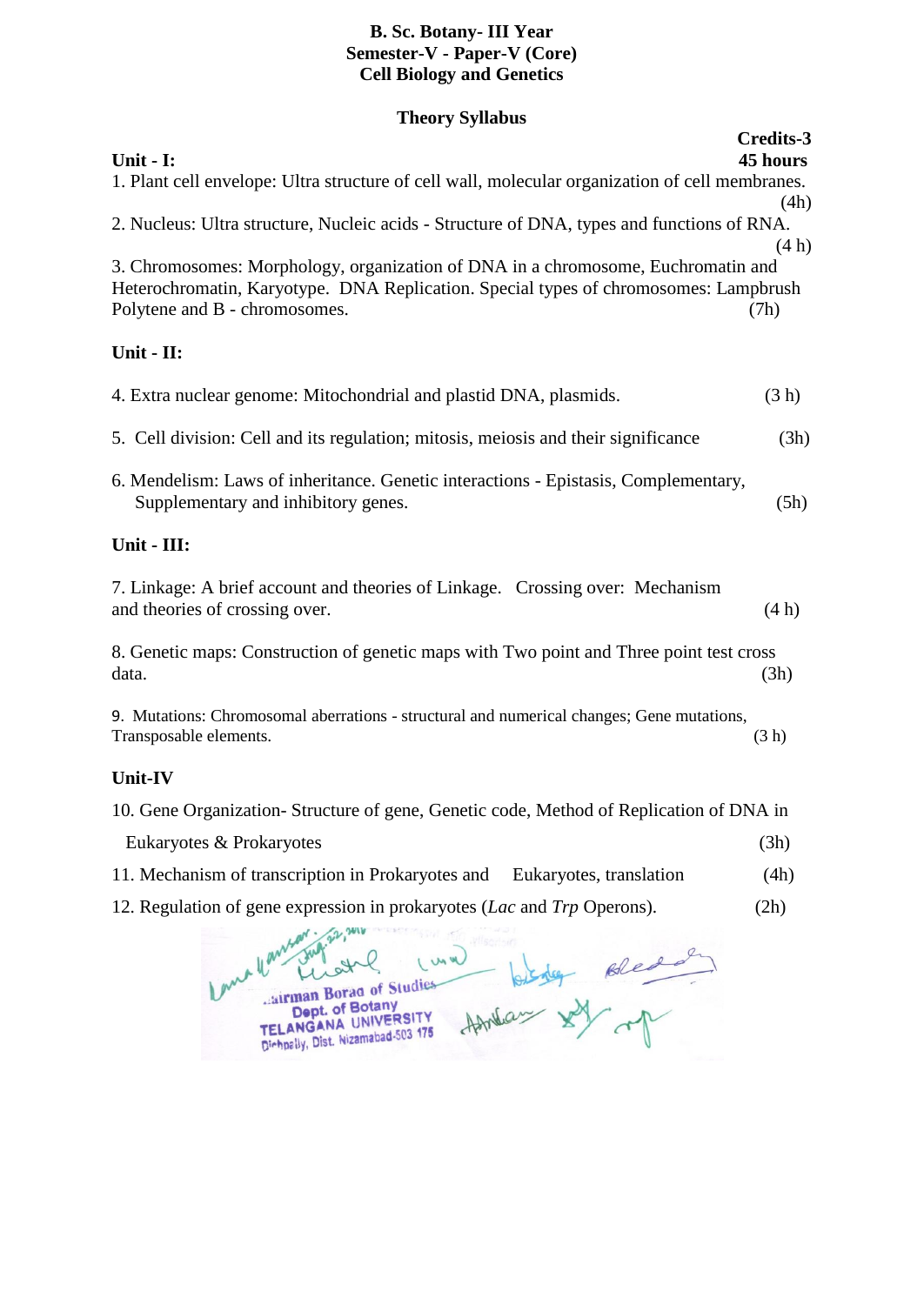# B. Sc. Botany- III Year
## Semester-V - Paper-V (Core)
## Cell Biology and Genetics

### Theory Syllabus

**Credits-3**
**45 hours**

**Unit - I:**

1. Plant cell envelope: Ultra structure of cell wall, molecular organization of cell membranes. (4h)
2. Nucleus: Ultra structure, Nucleic acids - Structure of DNA, types and functions of RNA. (4 h)
3. Chromosomes: Morphology, organization of DNA in a chromosome, Euchromatin and Heterochromatin, Karyotype. DNA Replication. Special types of chromosomes: Lampbrush Polytene and B - chromosomes. (7h)

**Unit - II:**

4. Extra nuclear genome: Mitochondrial and plastid DNA, plasmids. (3 h)
5. Cell division: Cell and its regulation; mitosis, meiosis and their significance (3h)
6. Mendelism: Laws of inheritance. Genetic interactions - Epistasis, Complementary, Supplementary and inhibitory genes. (5h)

**Unit - III:**

7. Linkage: A brief account and theories of Linkage. Crossing over: Mechanism and theories of crossing over. (4 h)
8. Genetic maps: Construction of genetic maps with Two point and Three point test cross data. (3h)
9. Mutations: Chromosomal aberrations - structural and numerical changes; Gene mutations, Transposable elements. (3 h)

**Unit-IV**

10. Gene Organization- Structure of gene, Genetic code, Method of Replication of DNA in Eukaryotes & Prokaryotes (3h)
11. Mechanism of transcription in Prokaryotes and Eukaryotes, translation (4h)
12. Regulation of gene expression in prokaryotes (*Lac* and *Trp* Operons). (2h)

Chairman Board of Studies
Dept. of Botany
TELANGANA UNIVERSITY
Dichpally, Dist. Nizamabad-503 175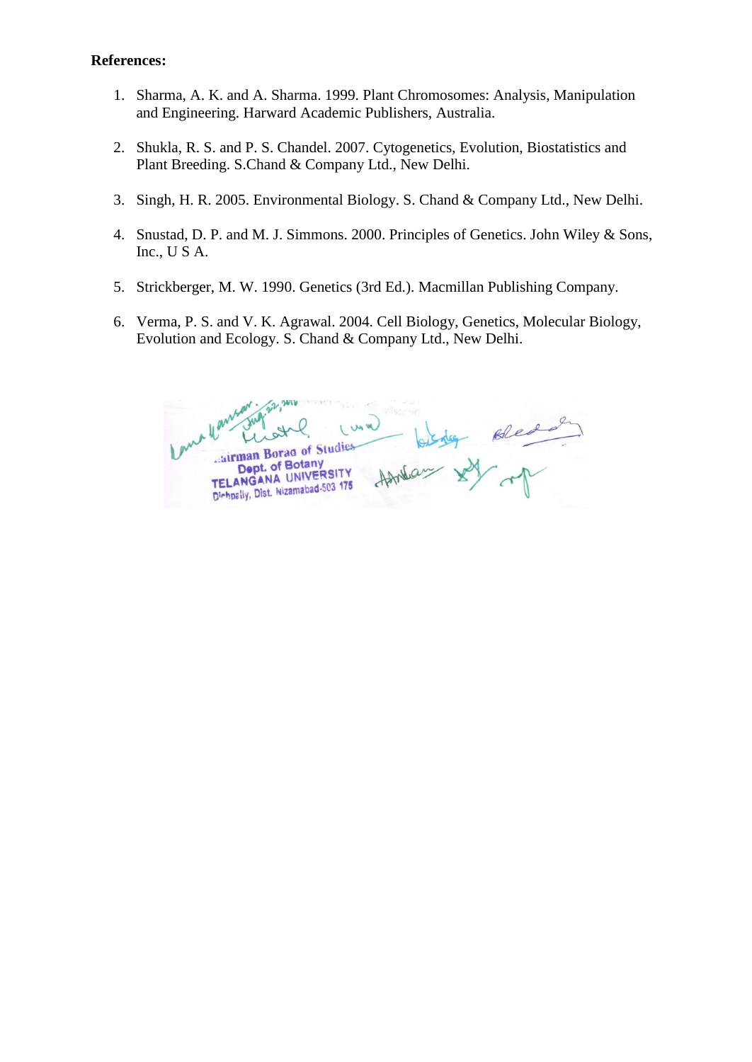**References:**

1. Sharma, A. K. and A. Sharma. 1999. Plant Chromosomes: Analysis, Manipulation and Engineering. Harward Academic Publishers, Australia.

2. Shukla, R. S. and P. S. Chandel. 2007. Cytogenetics, Evolution, Biostatistics and Plant Breeding. S.Chand & Company Ltd., New Delhi.

3. Singh, H. R. 2005. Environmental Biology. S. Chand & Company Ltd., New Delhi.

4. Snustad, D. P. and M. J. Simmons. 2000. Principles of Genetics. John Wiley & Sons, Inc., U S A.

5. Strickberger, M. W. 1990. Genetics (3rd Ed.). Macmillan Publishing Company.

6. Verma, P. S. and V. K. Agrawal. 2004. Cell Biology, Genetics, Molecular Biology, Evolution and Ecology. S. Chand & Company Ltd., New Delhi.

Chairman Board of Studies
Dept. of Botany
TELANGANA UNIVERSITY
Dichpally, Dist. Nizamabad-503 175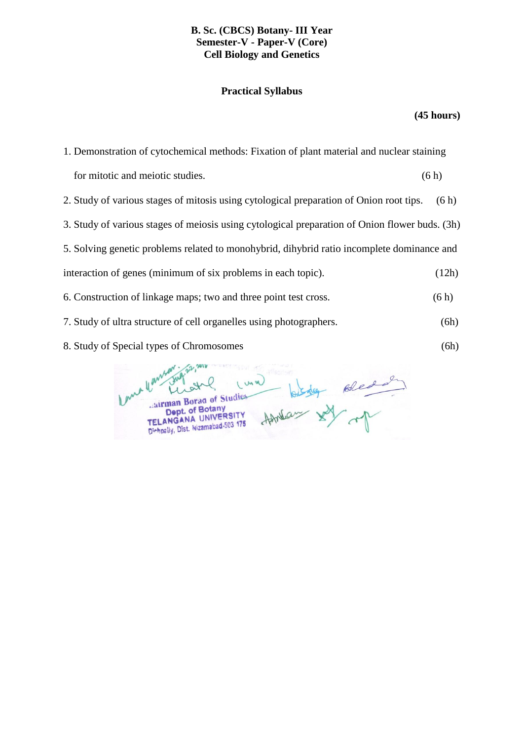**B. Sc. (CBCS) Botany- III Year**
**Semester-V - Paper-V (Core)**
**Cell Biology and Genetics**

**Practical Syllabus**

**(45 hours)**

1. Demonstration of cytochemical methods: Fixation of plant material and nuclear staining for mitotic and meiotic studies. (6 h)
2. Study of various stages of mitosis using cytological preparation of Onion root tips. (6 h)
3. Study of various stages of meiosis using cytological preparation of Onion flower buds. (3h)
5. Solving genetic problems related to monohybrid, dihybrid ratio incomplete dominance and interaction of genes (minimum of six problems in each topic). (12h)
6. Construction of linkage maps; two and three point test cross. (6 h)
7. Study of ultra structure of cell organelles using photographers. (6h)
8. Study of Special types of Chromosomes (6h)

Chairman Board of Studies
Dept. of Botany
TELANGANA UNIVERSITY
Dichpally, Dist. Nizamabad-503 175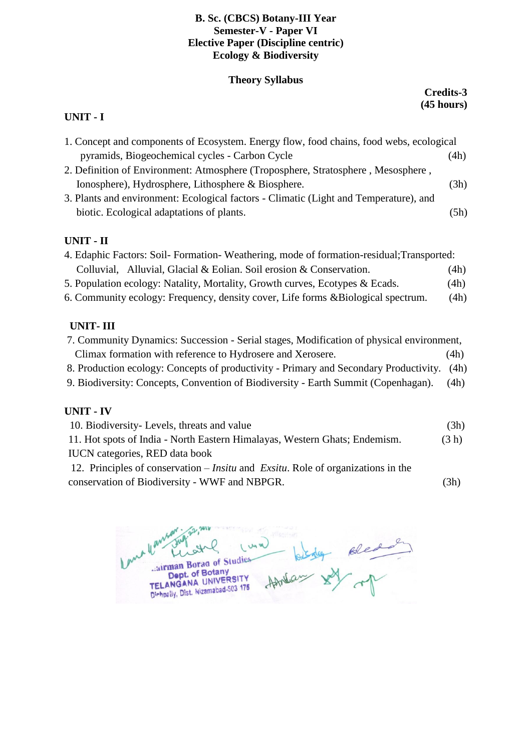**B. Sc. (CBCS) Botany-III Year**
**Semester-V - Paper VI**
**Elective Paper (Discipline centric)**
**Ecology & Biodiversity**

**Theory Syllabus**

**Credits-3**
**(45 hours)**

**UNIT - I**

1. Concept and components of Ecosystem. Energy flow, food chains, food webs, ecological pyramids, Biogeochemical cycles - Carbon Cycle (4h)
2. Definition of Environment: Atmosphere (Troposphere, Stratosphere , Mesosphere , Ionosphere), Hydrosphere, Lithosphere & Biosphere. (3h)
3. Plants and environment: Ecological factors - Climatic (Light and Temperature), and biotic. Ecological adaptations of plants. (5h)

**UNIT - II**

4. Edaphic Factors: Soil- Formation- Weathering, mode of formation-residual;Transported: Colluvial, Alluvial, Glacial & Eolian. Soil erosion & Conservation. (4h)
5. Population ecology: Natality, Mortality, Growth curves, Ecotypes & Ecads. (4h)
6. Community ecology: Frequency, density cover, Life forms &Biological spectrum. (4h)

**UNIT- III**

7. Community Dynamics: Succession - Serial stages, Modification of physical environment, Climax formation with reference to Hydrosere and Xerosere. (4h)
8. Production ecology: Concepts of productivity - Primary and Secondary Productivity. (4h)
9. Biodiversity: Concepts, Convention of Biodiversity - Earth Summit (Copenhagan). (4h)

**UNIT - IV**

10. Biodiversity- Levels, threats and value (3h)
11. Hot spots of India - North Eastern Himalayas, Western Ghats; Endemism. IUCN categories, RED data book (3 h)
12. Principles of conservation – *Insitu* and *Exsitu*. Role of organizations in the conservation of Biodiversity - WWF and NBPGR. (3h)

Chairman Board of Studies
Dept. of Botany
TELANGANA UNIVERSITY
Dichpally, Dist. Nizamabad-503 175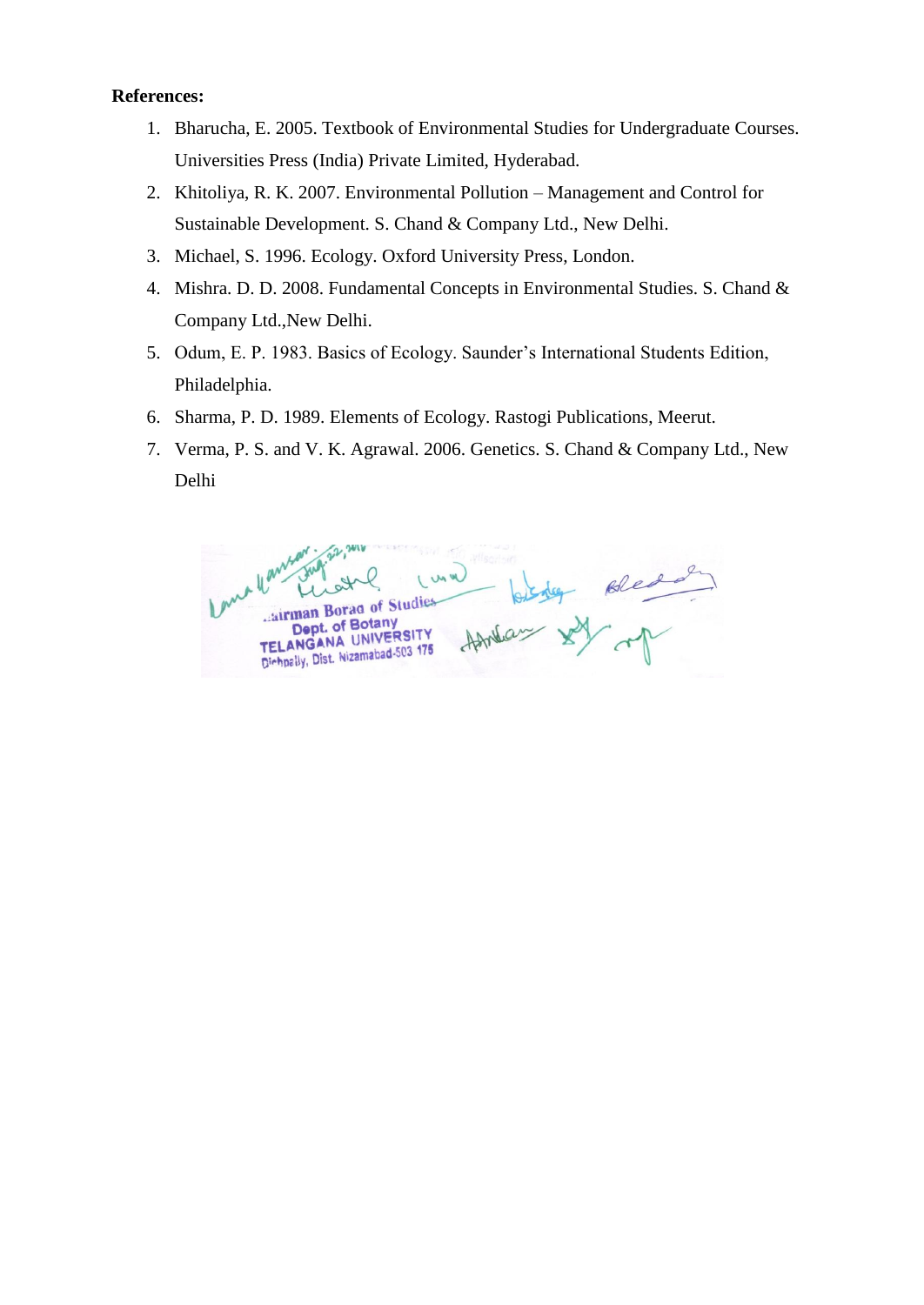**References:**

1. Bharucha, E. 2005. Textbook of Environmental Studies for Undergraduate Courses. Universities Press (India) Private Limited, Hyderabad.
2. Khitoliya, R. K. 2007. Environmental Pollution – Management and Control for Sustainable Development. S. Chand & Company Ltd., New Delhi.
3. Michael, S. 1996. Ecology. Oxford University Press, London.
4. Mishra. D. D. 2008. Fundamental Concepts in Environmental Studies. S. Chand & Company Ltd.,New Delhi.
5. Odum, E. P. 1983. Basics of Ecology. Saunder's International Students Edition, Philadelphia.
6. Sharma, P. D. 1989. Elements of Ecology. Rastogi Publications, Meerut.
7. Verma, P. S. and V. K. Agrawal. 2006. Genetics. S. Chand & Company Ltd., New Delhi

Chairman Board of Studies
Dept. of Botany
TELANGANA UNIVERSITY
Dichpally, Dist. Nizamabad-503 175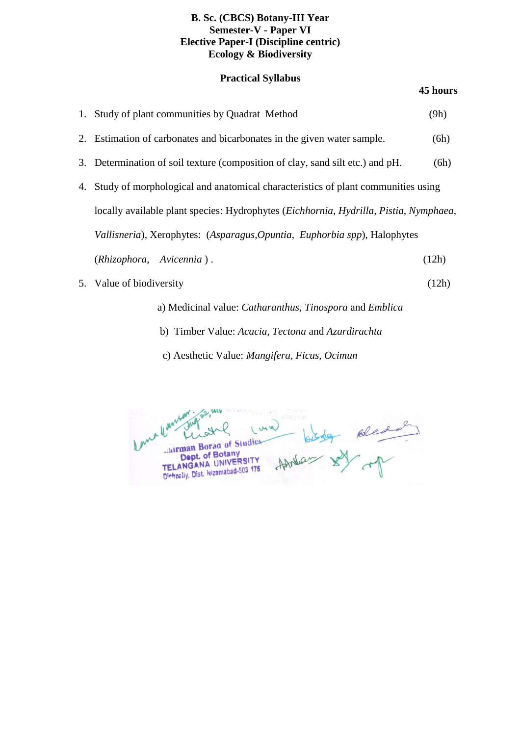**B. Sc. (CBCS) Botany-III Year**
**Semester-V - Paper VI**
**Elective Paper-I (Discipline centric)**
**Ecology & Biodiversity**

**Practical Syllabus**

**45 hours**

1. Study of plant communities by Quadrat Method (9h)
2. Estimation of carbonates and bicarbonates in the given water sample. (6h)
3. Determination of soil texture (composition of clay, sand silt etc.) and pH. (6h)
4. Study of morphological and anatomical characteristics of plant communities using locally available plant species: Hydrophytes (*Eichhornia*, *Hydrilla, Pistia*, *Nymphaea*, *Vallisneria*), Xerophytes: (*Asparagus*,*Opuntia*, *Euphorbia spp*), Halophytes (*Rhizophora*, *Avicennia* ) . (12h)
5. Value of biodiversity (12h)
   - a) Medicinal value: *Catharanthus*, *Tinospora* and *Emblica*
   - b) Timber Value: *Acacia*, *Tectona* and *Azardirachta*
   - c) Aesthetic Value: *Mangifera, Ficus, Ocimun*

Chairman Board of Studies
Dept. of Botany
TELANGANA UNIVERSITY
Dichpally, Dist. Nizamabad-503 175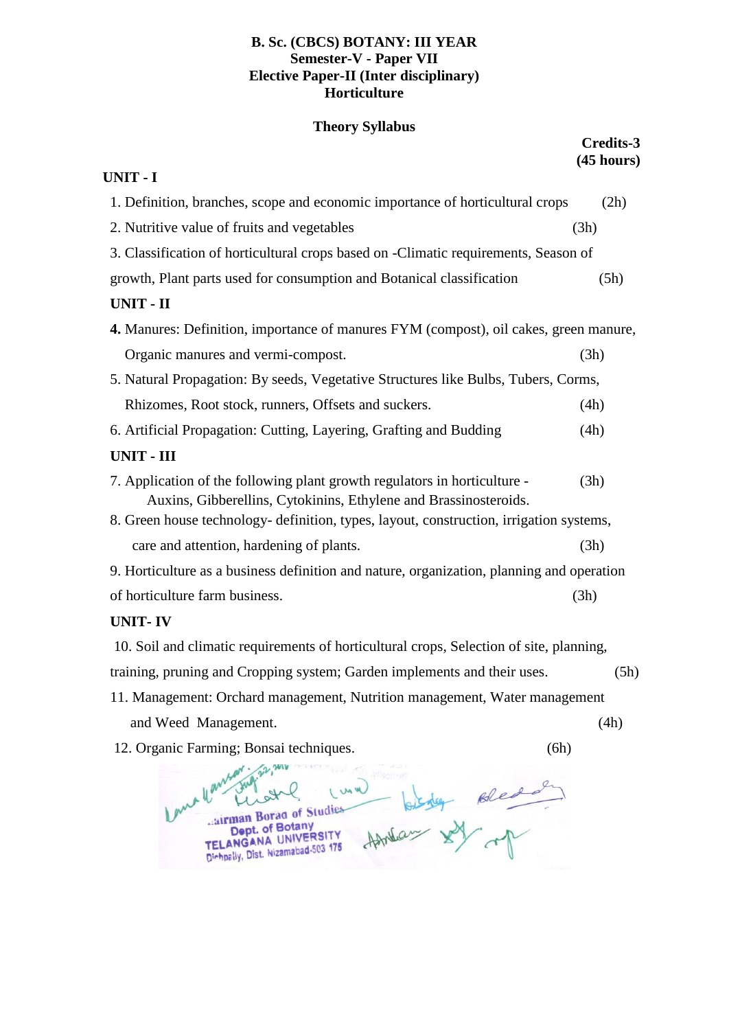**B. Sc. (CBCS) BOTANY: III YEAR**
**Semester-V - Paper VII**
**Elective Paper-II (Inter disciplinary)**
**Horticulture**

**Theory Syllabus**

**Credits-3**
**(45 hours)**

**UNIT - I**

1. Definition, branches, scope and economic importance of horticultural crops (2h)
2. Nutritive value of fruits and vegetables (3h)
3. Classification of horticultural crops based on -Climatic requirements, Season of growth, Plant parts used for consumption and Botanical classification (5h)

**UNIT - II**

**4.** Manures: Definition, importance of manures FYM (compost), oil cakes, green manure, Organic manures and vermi-compost. (3h)

5. Natural Propagation: By seeds, Vegetative Structures like Bulbs, Tubers, Corms, Rhizomes, Root stock, runners, Offsets and suckers. (4h)
6. Artificial Propagation: Cutting, Layering, Grafting and Budding (4h)

**UNIT - III**

7. Application of the following plant growth regulators in horticulture - Auxins, Gibberellins, Cytokinins, Ethylene and Brassinosteroids. (3h)
8. Green house technology- definition, types, layout, construction, irrigation systems, care and attention, hardening of plants. (3h)
9. Horticulture as a business definition and nature, organization, planning and operation of horticulture farm business. (3h)

**UNIT- IV**

10. Soil and climatic requirements of horticultural crops, Selection of site, planning, training, pruning and Cropping system; Garden implements and their uses. (5h)
11. Management: Orchard management, Nutrition management, Water management and Weed Management. (4h)
12. Organic Farming; Bonsai techniques. (6h)

Chairman Board of Studies
Dept. of Botany
TELANGANA UNIVERSITY
Dichpally, Dist. Nizamabad-503 175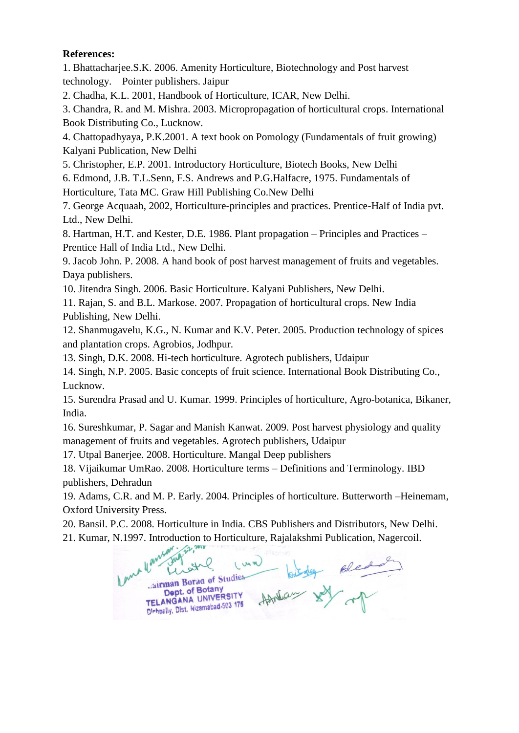**References:**

1. Bhattacharjee.S.K. 2006. Amenity Horticulture, Biotechnology and Post harvest technology. Pointer publishers. Jaipur
2. Chadha, K.L. 2001, Handbook of Horticulture, ICAR, New Delhi.
3. Chandra, R. and M. Mishra. 2003. Micropropagation of horticultural crops. International Book Distributing Co., Lucknow.
4. Chattopadhyaya, P.K.2001. A text book on Pomology (Fundamentals of fruit growing) Kalyani Publication, New Delhi
5. Christopher, E.P. 2001. Introductory Horticulture, Biotech Books, New Delhi
6. Edmond, J.B. T.L.Senn, F.S. Andrews and P.G.Halfacre, 1975. Fundamentals of Horticulture, Tata MC. Graw Hill Publishing Co.New Delhi
7. George Acquaah, 2002, Horticulture-principles and practices. Prentice-Half of India pvt. Ltd., New Delhi.
8. Hartman, H.T. and Kester, D.E. 1986. Plant propagation – Principles and Practices – Prentice Hall of India Ltd., New Delhi.
9. Jacob John. P. 2008. A hand book of post harvest management of fruits and vegetables. Daya publishers.
10. Jitendra Singh. 2006. Basic Horticulture. Kalyani Publishers, New Delhi.
11. Rajan, S. and B.L. Markose. 2007. Propagation of horticultural crops. New India Publishing, New Delhi.
12. Shanmugavelu, K.G., N. Kumar and K.V. Peter. 2005. Production technology of spices and plantation crops. Agrobios, Jodhpur.
13. Singh, D.K. 2008. Hi-tech horticulture. Agrotech publishers, Udaipur
14. Singh, N.P. 2005. Basic concepts of fruit science. International Book Distributing Co., Lucknow.
15. Surendra Prasad and U. Kumar. 1999. Principles of horticulture, Agro-botanica, Bikaner, India.
16. Sureshkumar, P. Sagar and Manish Kanwat. 2009. Post harvest physiology and quality management of fruits and vegetables. Agrotech publishers, Udaipur
17. Utpal Banerjee. 2008. Horticulture. Mangal Deep publishers
18. Vijaikumar UmRao. 2008. Horticulture terms – Definitions and Terminology. IBD publishers, Dehradun
19. Adams, C.R. and M. P. Early. 2004. Principles of horticulture. Butterworth –Heinemam, Oxford University Press.
20. Bansil. P.C. 2008. Horticulture in India. CBS Publishers and Distributors, New Delhi.
21. Kumar, N.1997. Introduction to Horticulture, Rajalakshmi Publication, Nagercoil.

Chairman Board of Studies
Dept. of Botany
TELANGANA UNIVERSITY
Dichpally, Dist. Nizamabad-503 175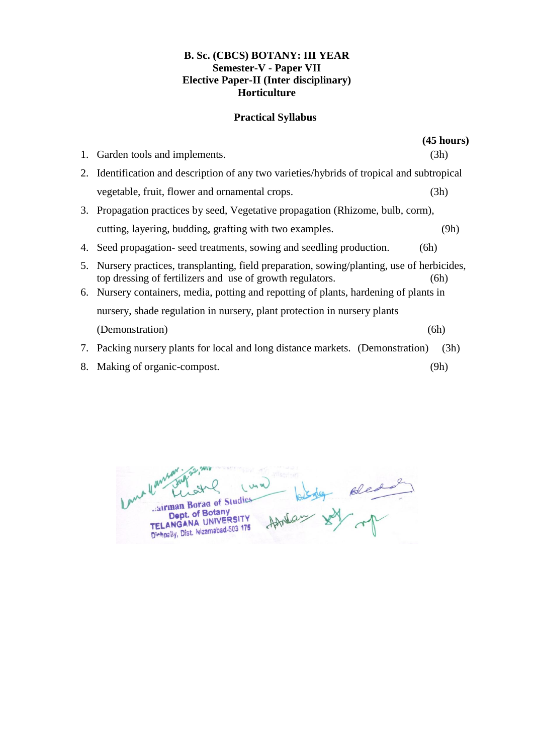**B. Sc. (CBCS) BOTANY: III YEAR**
**Semester-V - Paper VII**
**Elective Paper-II (Inter disciplinary)**
**Horticulture**

**Practical Syllabus**

**(45 hours)**

1. Garden tools and implements. (3h)
2. Identification and description of any two varieties/hybrids of tropical and subtropical vegetable, fruit, flower and ornamental crops. (3h)
3. Propagation practices by seed, Vegetative propagation (Rhizome, bulb, corm), cutting, layering, budding, grafting with two examples. (9h)
4. Seed propagation- seed treatments, sowing and seedling production. (6h)
5. Nursery practices, transplanting, field preparation, sowing/planting, use of herbicides, top dressing of fertilizers and use of growth regulators. (6h)
6. Nursery containers, media, potting and repotting of plants, hardening of plants in nursery, shade regulation in nursery, plant protection in nursery plants (Demonstration) (6h)
7. Packing nursery plants for local and long distance markets. (Demonstration) (3h)
8. Making of organic-compost. (9h)

Chairman Board of Studies
Dept. of Botany
TELANGANA UNIVERSITY
Dichpally, Dist. Nizamabad-503 175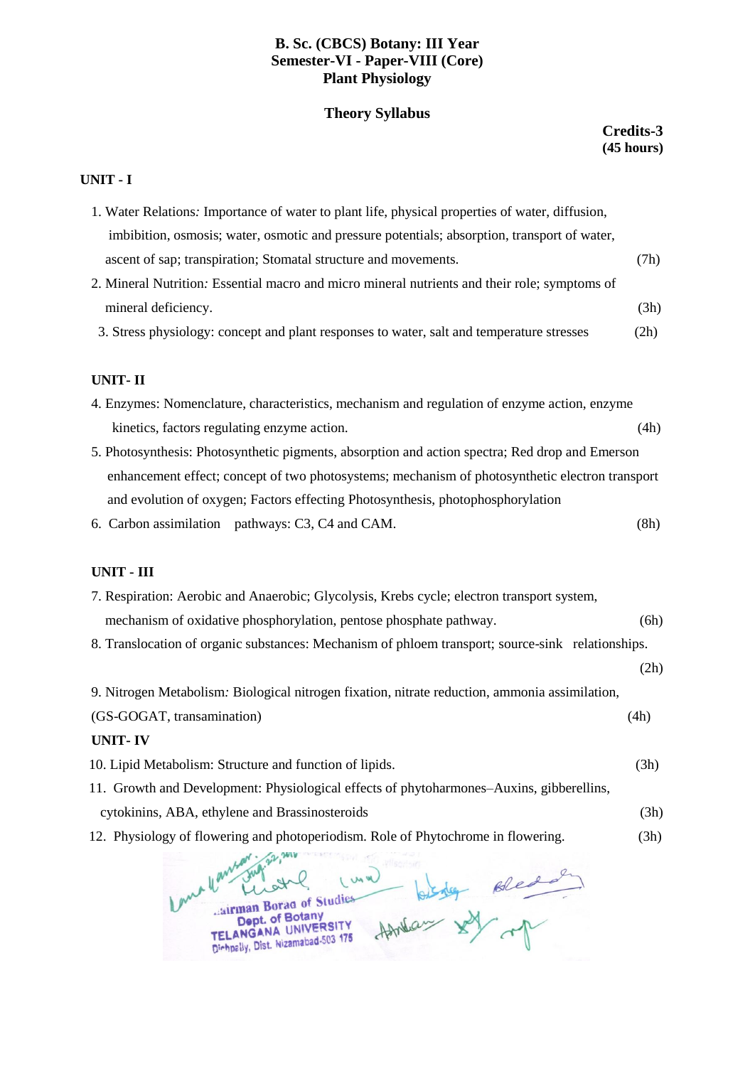**B. Sc. (CBCS) Botany: III Year**
**Semester-VI - Paper-VIII (Core)**
**Plant Physiology**

**Theory Syllabus**

**Credits-3**
**(45 hours)**

**UNIT - I**

1. Water Relations: Importance of water to plant life, physical properties of water, diffusion, imbibition, osmosis; water, osmotic and pressure potentials; absorption, transport of water, ascent of sap; transpiration; Stomatal structure and movements. (7h)
2. Mineral Nutrition: Essential macro and micro mineral nutrients and their role; symptoms of mineral deficiency. (3h)
3. Stress physiology: concept and plant responses to water, salt and temperature stresses (2h)

**UNIT- II**

4. Enzymes: Nomenclature, characteristics, mechanism and regulation of enzyme action, enzyme kinetics, factors regulating enzyme action. (4h)
5. Photosynthesis: Photosynthetic pigments, absorption and action spectra; Red drop and Emerson enhancement effect; concept of two photosystems; mechanism of photosynthetic electron transport and evolution of oxygen; Factors effecting Photosynthesis, photophosphorylation
6. Carbon assimilation pathways: C3, C4 and CAM. (8h)

**UNIT - III**

7. Respiration: Aerobic and Anaerobic; Glycolysis, Krebs cycle; electron transport system, mechanism of oxidative phosphorylation, pentose phosphate pathway. (6h)
8. Translocation of organic substances: Mechanism of phloem transport; source-sink relationships. (2h)
9. Nitrogen Metabolism: Biological nitrogen fixation, nitrate reduction, ammonia assimilation, (GS-GOGAT, transamination) (4h)

**UNIT- IV**

10. Lipid Metabolism: Structure and function of lipids. (3h)
11. Growth and Development: Physiological effects of phytoharmones–Auxins, gibberellins, cytokinins, ABA, ethylene and Brassinosteroids (3h)
12. Physiology of flowering and photoperiodism. Role of Phytochrome in flowering. (3h)

Chairman Board of Studies
Dept. of Botany
TELANGANA UNIVERSITY
Dichpally, Dist. Nizamabad-503 175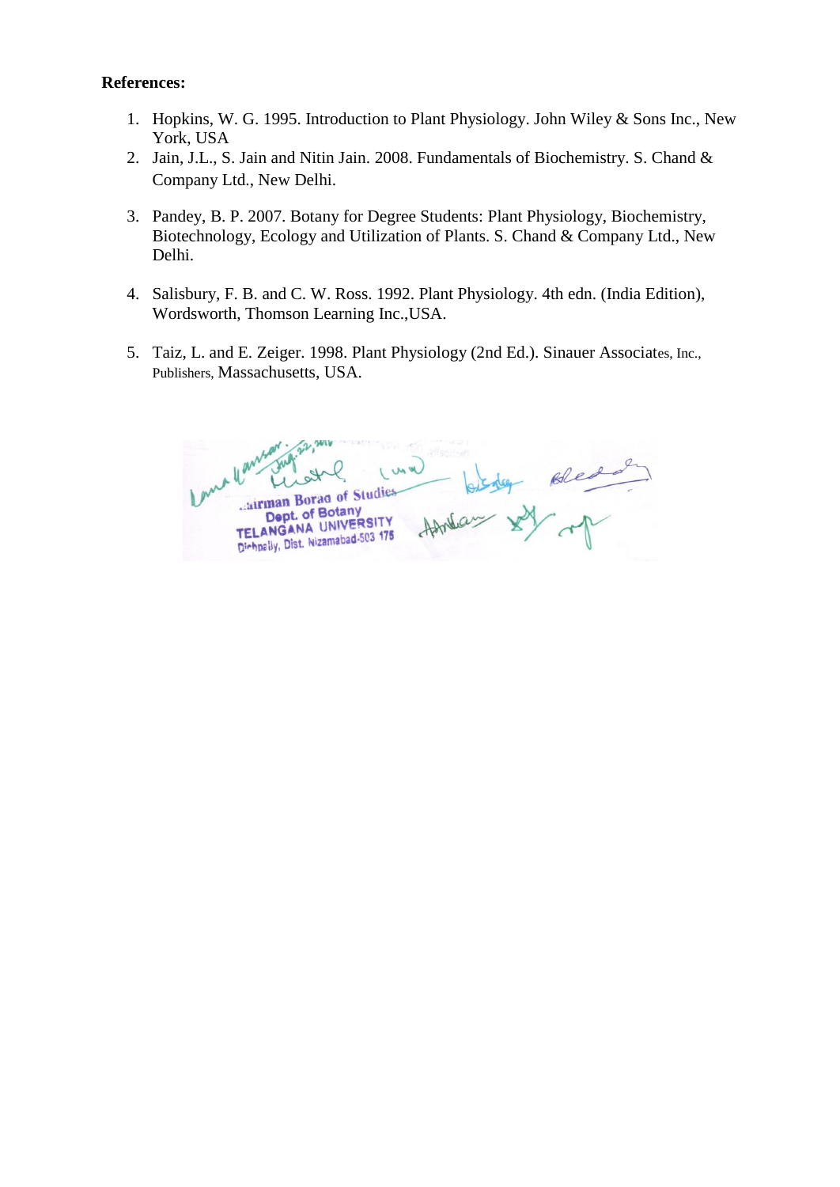**References:**

1. Hopkins, W. G. 1995. Introduction to Plant Physiology. John Wiley & Sons Inc., New York, USA
2. Jain, J.L., S. Jain and Nitin Jain. 2008. Fundamentals of Biochemistry. S. Chand & Company Ltd., New Delhi.
3. Pandey, B. P. 2007. Botany for Degree Students: Plant Physiology, Biochemistry, Biotechnology, Ecology and Utilization of Plants. S. Chand & Company Ltd., New Delhi.
4. Salisbury, F. B. and C. W. Ross. 1992. Plant Physiology. 4th edn. (India Edition), Wordsworth, Thomson Learning Inc.,USA.
5. Taiz, L. and E. Zeiger. 1998. Plant Physiology (2nd Ed.). Sinauer Associates, Inc., Publishers, Massachusetts, USA.

Chairman Board of Studies
Dept. of Botany
TELANGANA UNIVERSITY
Dichpally, Dist. Nizamabad-503 175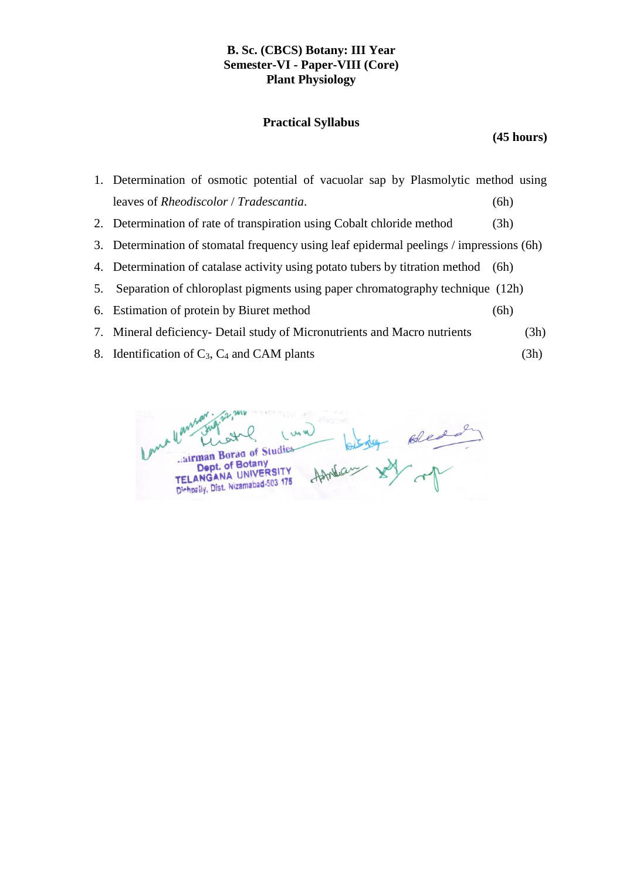**B. Sc. (CBCS) Botany: III Year**
**Semester-VI - Paper-VIII (Core)**
**Plant Physiology**

## Practical Syllabus

**(45 hours)**

1. Determination of osmotic potential of vacuolar sap by Plasmolytic method using leaves of *Rheodiscolor* / *Tradescantia*. (6h)
2. Determination of rate of transpiration using Cobalt chloride method (3h)
3. Determination of stomatal frequency using leaf epidermal peelings / impressions (6h)
4. Determination of catalase activity using potato tubers by titration method (6h)
5. Separation of chloroplast pigments using paper chromatography technique (12h)
6. Estimation of protein by Biuret method (6h)
7. Mineral deficiency- Detail study of Micronutrients and Macro nutrients (3h)
8. Identification of $C_3$, $C_4$ and CAM plants (3h)

Chairman Board of Studies
Dept. of Botany
TELANGANA UNIVERSITY
Dichpally, Dist. Nizamabad-503 175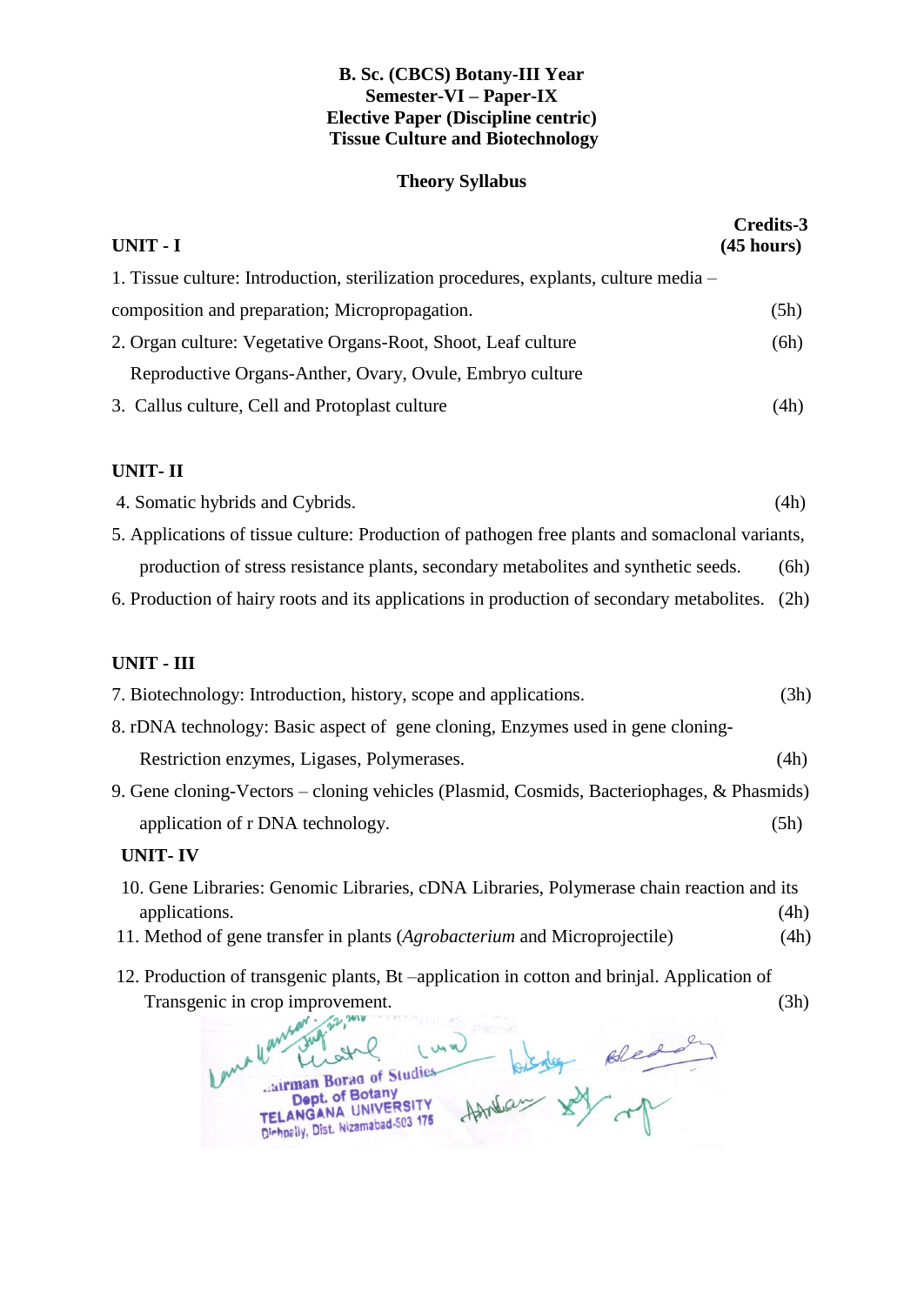**B. Sc. (CBCS) Botany-III Year**
**Semester-VI – Paper-IX**
**Elective Paper (Discipline centric)**
**Tissue Culture and Biotechnology**

**Theory Syllabus**

**Credits-3**
**(45 hours)**

**UNIT - I**

1. Tissue culture: Introduction, sterilization procedures, explants, culture media – composition and preparation; Micropropagation. (5h)
2. Organ culture: Vegetative Organs-Root, Shoot, Leaf culture (6h)
   Reproductive Organs-Anther, Ovary, Ovule, Embryo culture
3. Callus culture, Cell and Protoplast culture (4h)

**UNIT- II**

4. Somatic hybrids and Cybrids. (4h)
5. Applications of tissue culture: Production of pathogen free plants and somaclonal variants, production of stress resistance plants, secondary metabolites and synthetic seeds. (6h)
6. Production of hairy roots and its applications in production of secondary metabolites. (2h)

**UNIT - III**

7. Biotechnology: Introduction, history, scope and applications. (3h)
8. rDNA technology: Basic aspect of gene cloning, Enzymes used in gene cloning- Restriction enzymes, Ligases, Polymerases. (4h)
9. Gene cloning-Vectors – cloning vehicles (Plasmid, Cosmids, Bacteriophages, & Phasmids) application of r DNA technology. (5h)

**UNIT- IV**

10. Gene Libraries: Genomic Libraries, cDNA Libraries, Polymerase chain reaction and its applications. (4h)
11. Method of gene transfer in plants (*Agrobacterium* and Microprojectile) (4h)
12. Production of transgenic plants, Bt –application in cotton and brinjal. Application of Transgenic in crop improvement. (3h)

Chairman Board of Studies
Dept. of Botany
TELANGANA UNIVERSITY
Dichpally, Dist. Nizamabad-503 175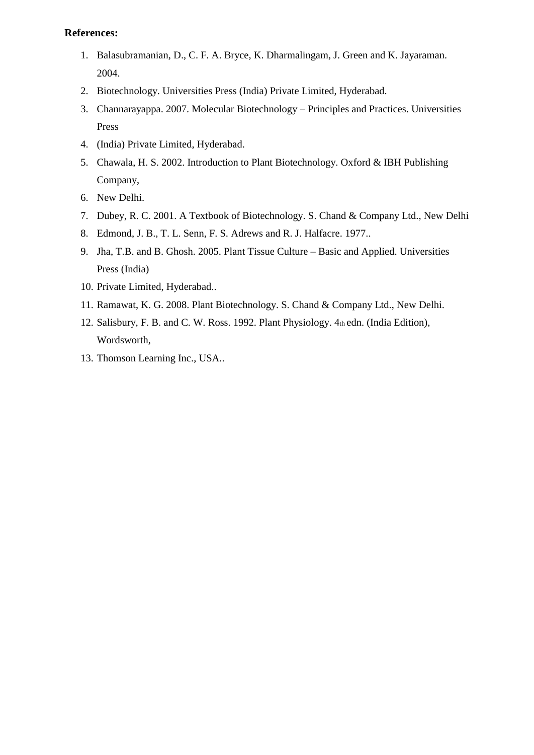**References:**

1. Balasubramanian, D., C. F. A. Bryce, K. Dharmalingam, J. Green and K. Jayaraman. 2004.
2. Biotechnology. Universities Press (India) Private Limited, Hyderabad.
3. Channarayappa. 2007. Molecular Biotechnology – Principles and Practices. Universities Press
4. (India) Private Limited, Hyderabad.
5. Chawala, H. S. 2002. Introduction to Plant Biotechnology. Oxford & IBH Publishing Company,
6. New Delhi.
7. Dubey, R. C. 2001. A Textbook of Biotechnology. S. Chand & Company Ltd., New Delhi
8. Edmond, J. B., T. L. Senn, F. S. Adrews and R. J. Halfacre. 1977..
9. Jha, T.B. and B. Ghosh. 2005. Plant Tissue Culture – Basic and Applied. Universities Press (India)
10. Private Limited, Hyderabad..
11. Ramawat, K. G. 2008. Plant Biotechnology. S. Chand & Company Ltd., New Delhi.
12. Salisbury, F. B. and C. W. Ross. 1992. Plant Physiology. 4th edn. (India Edition), Wordsworth,
13. Thomson Learning Inc., USA..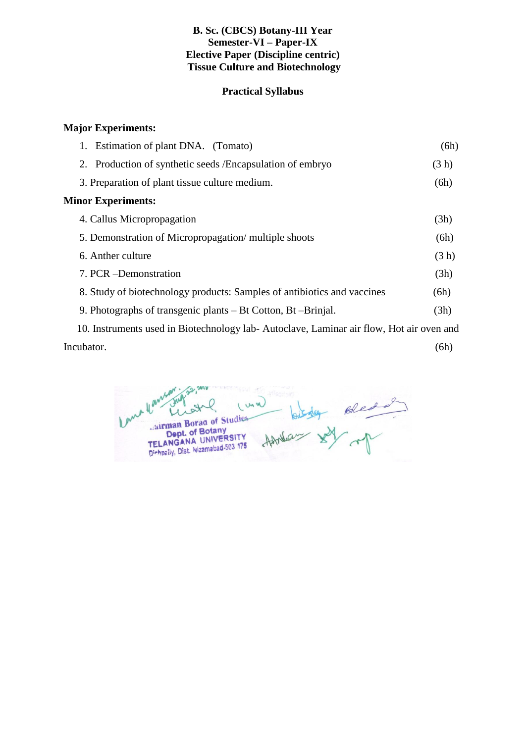**B. Sc. (CBCS) Botany-III Year**
**Semester-VI – Paper-IX**
**Elective Paper (Discipline centric)**
**Tissue Culture and Biotechnology**

**Practical Syllabus**

**Major Experiments:**

1. Estimation of plant DNA. (Tomato) (6h)
2. Production of synthetic seeds /Encapsulation of embryo (3 h)
3. Preparation of plant tissue culture medium. (6h)

**Minor Experiments:**

4. Callus Micropropagation (3h)
5. Demonstration of Micropropagation/ multiple shoots (6h)
6. Anther culture (3 h)
7. PCR –Demonstration (3h)
8. Study of biotechnology products: Samples of antibiotics and vaccines (6h)
9. Photographs of transgenic plants – Bt Cotton, Bt –Brinjal. (3h)
10. Instruments used in Biotechnology lab- Autoclave, Laminar air flow, Hot air oven and Incubator. (6h)

Chairman Board of Studies
Dept. of Botany
TELANGANA UNIVERSITY
Dichpally, Dist. Nizamabad-503 175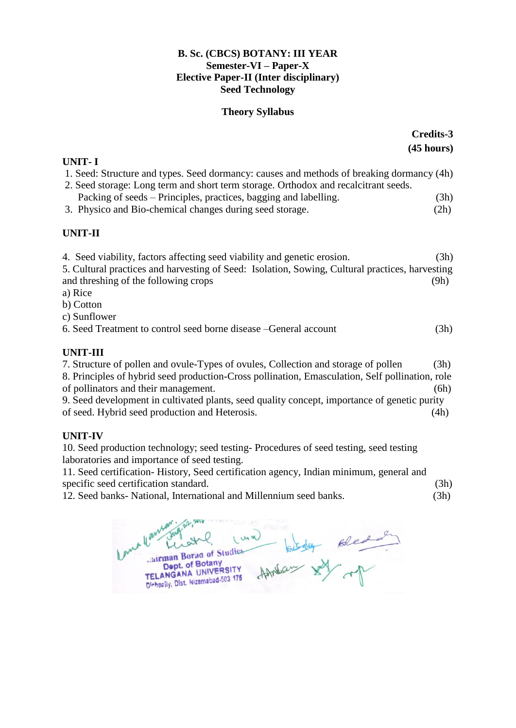**B. Sc. (CBCS) BOTANY: III YEAR**
**Semester-VI – Paper-X**
**Elective Paper-II (Inter disciplinary)**
**Seed Technology**

**Theory Syllabus**

**Credits-3**
**(45 hours)**

**UNIT- I**

1. Seed: Structure and types. Seed dormancy: causes and methods of breaking dormancy (4h)
2. Seed storage: Long term and short term storage. Orthodox and recalcitrant seeds. Packing of seeds – Principles, practices, bagging and labelling. (3h)
3. Physico and Bio-chemical changes during seed storage. (2h)

**UNIT-II**

4. Seed viability, factors affecting seed viability and genetic erosion. (3h)
5. Cultural practices and harvesting of Seed: Isolation, Sowing, Cultural practices, harvesting and threshing of the following crops (9h)
   a) Rice
   b) Cotton
   c) Sunflower
6. Seed Treatment to control seed borne disease –General account (3h)

**UNIT-III**

7. Structure of pollen and ovule-Types of ovules, Collection and storage of pollen (3h)
8. Principles of hybrid seed production-Cross pollination, Emasculation, Self pollination, role of pollinators and their management. (6h)
9. Seed development in cultivated plants, seed quality concept, importance of genetic purity of seed. Hybrid seed production and Heterosis. (4h)

**UNIT-IV**

10. Seed production technology; seed testing- Procedures of seed testing, seed testing laboratories and importance of seed testing.
11. Seed certification- History, Seed certification agency, Indian minimum, general and specific seed certification standard. (3h)
12. Seed banks- National, International and Millennium seed banks. (3h)

Chairman Board of Studies
Dept. of Botany
TELANGANA UNIVERSITY
Dichpally, Dist. Nizamabad-503 175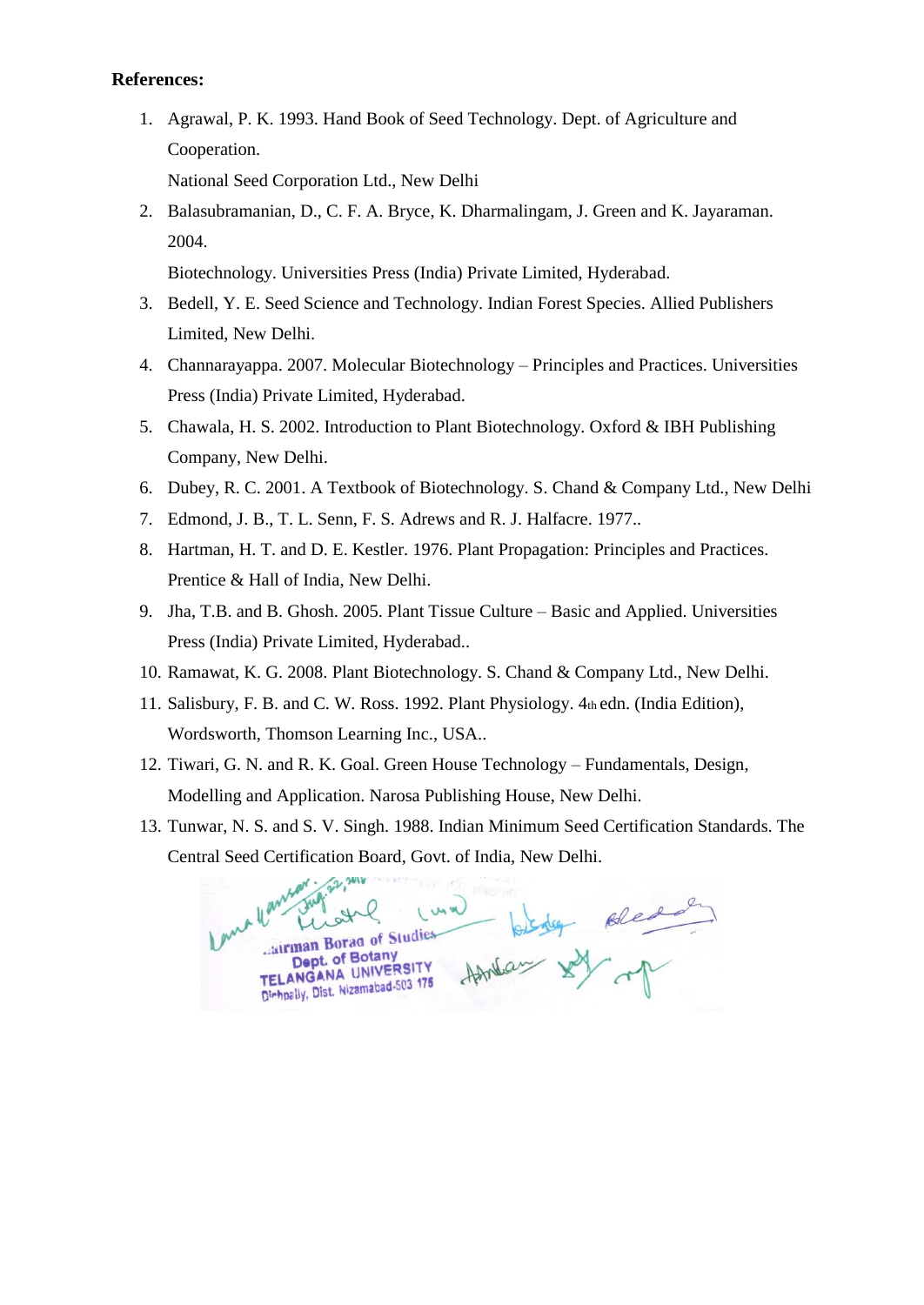**References:**

1. Agrawal, P. K. 1993. Hand Book of Seed Technology. Dept. of Agriculture and Cooperation.

   National Seed Corporation Ltd., New Delhi
2. Balasubramanian, D., C. F. A. Bryce, K. Dharmalingam, J. Green and K. Jayaraman. 2004.

   Biotechnology. Universities Press (India) Private Limited, Hyderabad.
3. Bedell, Y. E. Seed Science and Technology. Indian Forest Species. Allied Publishers Limited, New Delhi.
4. Channarayappa. 2007. Molecular Biotechnology – Principles and Practices. Universities Press (India) Private Limited, Hyderabad.
5. Chawala, H. S. 2002. Introduction to Plant Biotechnology. Oxford & IBH Publishing Company, New Delhi.
6. Dubey, R. C. 2001. A Textbook of Biotechnology. S. Chand & Company Ltd., New Delhi
7. Edmond, J. B., T. L. Senn, F. S. Adrews and R. J. Halfacre. 1977..
8. Hartman, H. T. and D. E. Kestler. 1976. Plant Propagation: Principles and Practices. Prentice & Hall of India, New Delhi.
9. Jha, T.B. and B. Ghosh. 2005. Plant Tissue Culture – Basic and Applied. Universities Press (India) Private Limited, Hyderabad..
10. Ramawat, K. G. 2008. Plant Biotechnology. S. Chand & Company Ltd., New Delhi.
11. Salisbury, F. B. and C. W. Ross. 1992. Plant Physiology. 4th edn. (India Edition), Wordsworth, Thomson Learning Inc., USA..
12. Tiwari, G. N. and R. K. Goal. Green House Technology – Fundamentals, Design, Modelling and Application. Narosa Publishing House, New Delhi.
13. Tunwar, N. S. and S. V. Singh. 1988. Indian Minimum Seed Certification Standards. The Central Seed Certification Board, Govt. of India, New Delhi.

Chairman Board of Studies
Dept. of Botany
TELANGANA UNIVERSITY
Dichpally, Dist. Nizamabad-503 175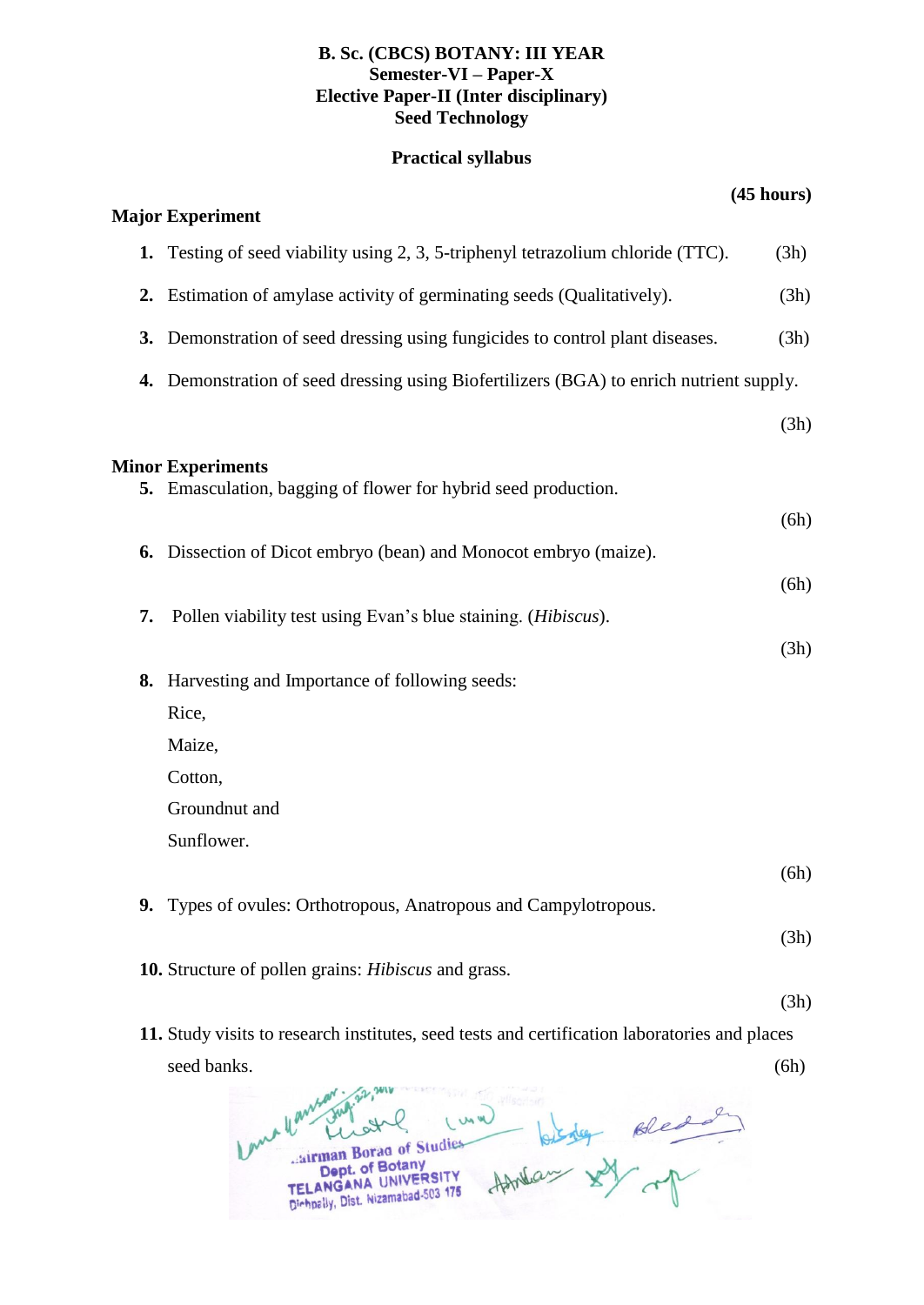**B. Sc. (CBCS) BOTANY: III YEAR**
**Semester-VI – Paper-X**
**Elective Paper-II (Inter disciplinary)**
**Seed Technology**

**Practical syllabus**

**(45 hours)**

**Major Experiment**

1. Testing of seed viability using 2, 3, 5-triphenyl tetrazolium chloride (TTC). (3h)
2. Estimation of amylase activity of germinating seeds (Qualitatively). (3h)
3. Demonstration of seed dressing using fungicides to control plant diseases. (3h)
4. Demonstration of seed dressing using Biofertilizers (BGA) to enrich nutrient supply. (3h)

**Minor Experiments**

5. Emasculation, bagging of flower for hybrid seed production. (6h)
6. Dissection of Dicot embryo (bean) and Monocot embryo (maize). (6h)
7. Pollen viability test using Evan's blue staining. (*Hibiscus*). (3h)
8. Harvesting and Importance of following seeds:
   Rice,
   Maize,
   Cotton,
   Groundnut and
   Sunflower.
   (6h)
9. Types of ovules: Orthotropous, Anatropous and Campylotropous. (3h)
10. Structure of pollen grains: *Hibiscus* and grass. (3h)
11. Study visits to research institutes, seed tests and certification laboratories and places seed banks. (6h)

Chairman Board of Studies
Dept. of Botany
TELANGANA UNIVERSITY
Dichpally, Dist. Nizamabad-503 175